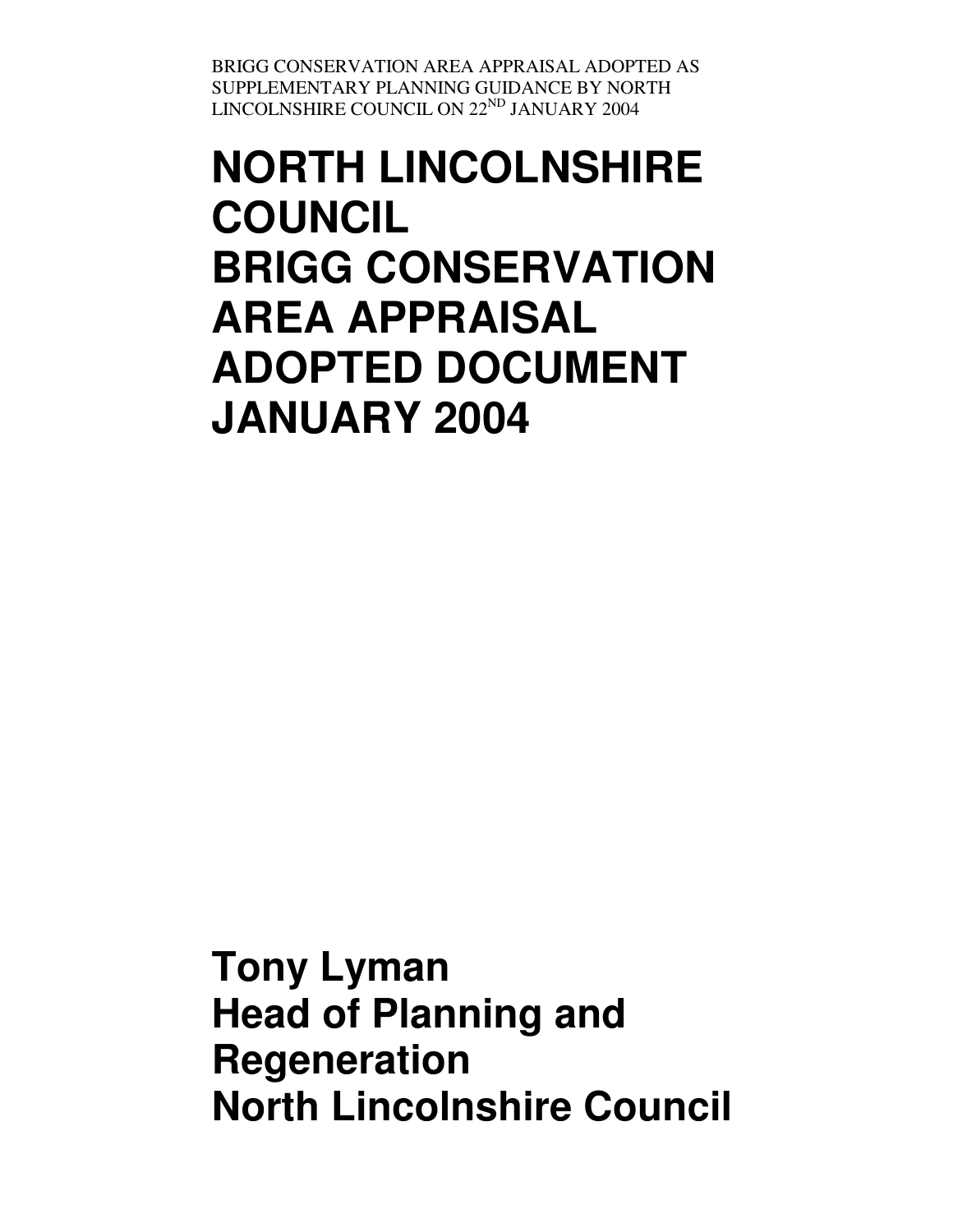BRIGG CONSERVATION AREA APPRAISAL ADOPTED AS SUPPLEMENTARY PLANNING GUIDANCE BY NORTH LINCOLNSHIRE COUNCIL ON 22ND JANUARY 2004

# NORTH LINCOLNSHIRE COUNCIL BRIGG CONSERVATION AREA APPRAISAL ADOPTED DOCUMENT JANUARY 2004

**Tony Lyman**
**Head of Planning and Regeneration**
**North Lincolnshire Council**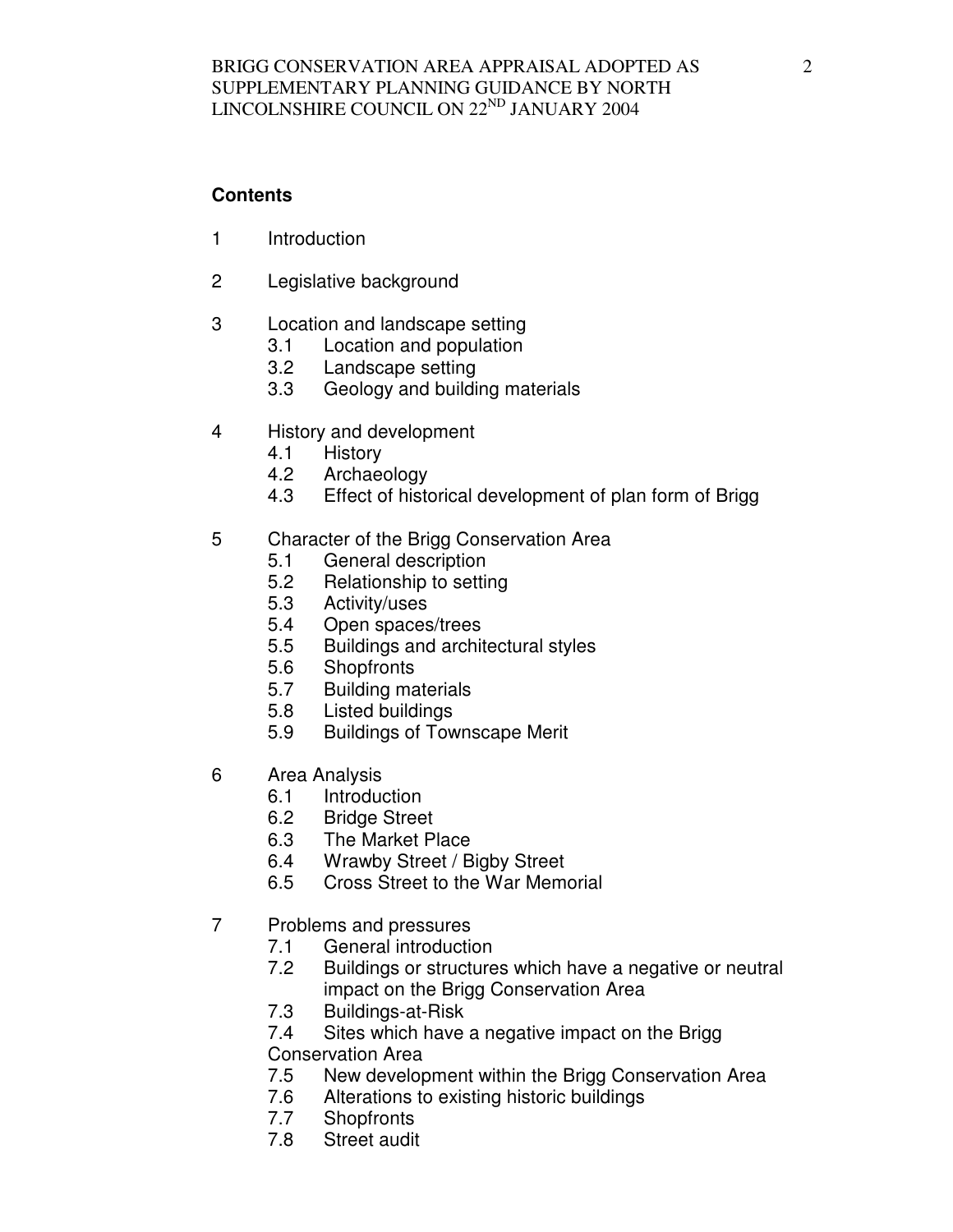## Contents

1 Introduction

2 Legislative background

3 Location and landscape setting
- 3.1 Location and population
- 3.2 Landscape setting
- 3.3 Geology and building materials

4 History and development
- 4.1 History
- 4.2 Archaeology
- 4.3 Effect of historical development of plan form of Brigg

5 Character of the Brigg Conservation Area
- 5.1 General description
- 5.2 Relationship to setting
- 5.3 Activity/uses
- 5.4 Open spaces/trees
- 5.5 Buildings and architectural styles
- 5.6 Shopfronts
- 5.7 Building materials
- 5.8 Listed buildings
- 5.9 Buildings of Townscape Merit

6 Area Analysis
- 6.1 Introduction
- 6.2 Bridge Street
- 6.3 The Market Place
- 6.4 Wrawby Street / Bigby Street
- 6.5 Cross Street to the War Memorial

7 Problems and pressures
- 7.1 General introduction
- 7.2 Buildings or structures which have a negative or neutral impact on the Brigg Conservation Area
- 7.3 Buildings-at-Risk
- 7.4 Sites which have a negative impact on the Brigg Conservation Area
- 7.5 New development within the Brigg Conservation Area
- 7.6 Alterations to existing historic buildings
- 7.7 Shopfronts
- 7.8 Street audit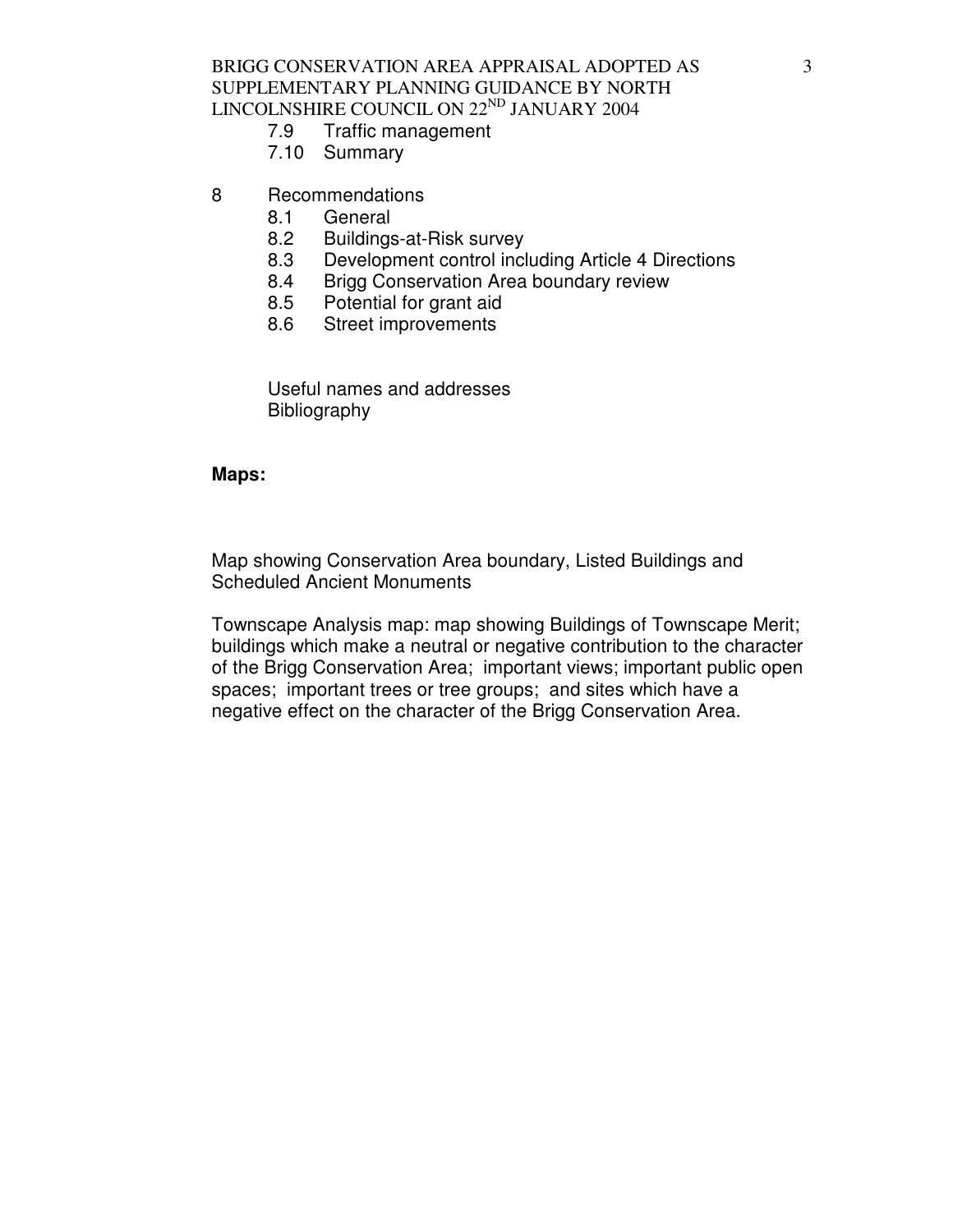- 7.9 Traffic management
- 7.10 Summary

8 Recommendations

- 8.1 General
- 8.2 Buildings-at-Risk survey
- 8.3 Development control including Article 4 Directions
- 8.4 Brigg Conservation Area boundary review
- 8.5 Potential for grant aid
- 8.6 Street improvements

Useful names and addresses
Bibliography

**Maps:**

Map showing Conservation Area boundary, Listed Buildings and Scheduled Ancient Monuments

Townscape Analysis map: map showing Buildings of Townscape Merit; buildings which make a neutral or negative contribution to the character of the Brigg Conservation Area; important views; important public open spaces; important trees or tree groups; and sites which have a negative effect on the character of the Brigg Conservation Area.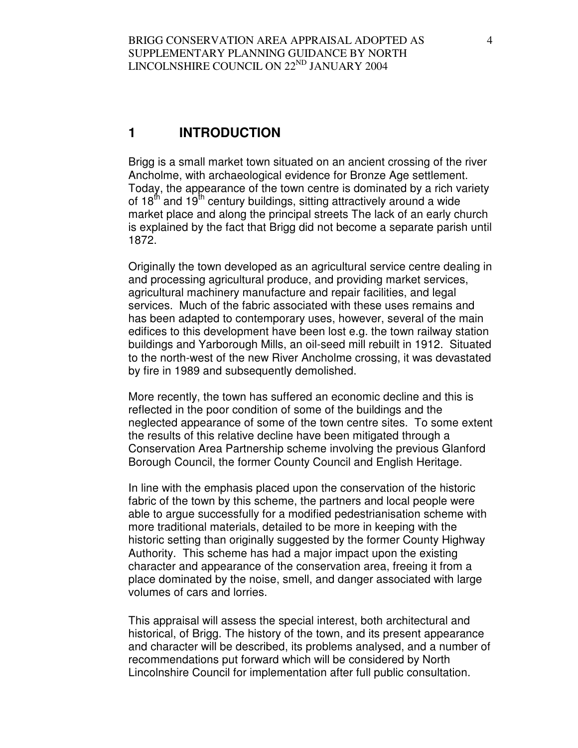# 1 INTRODUCTION

Brigg is a small market town situated on an ancient crossing of the river Ancholme, with archaeological evidence for Bronze Age settlement. Today, the appearance of the town centre is dominated by a rich variety of 18th and 19th century buildings, sitting attractively around a wide market place and along the principal streets The lack of an early church is explained by the fact that Brigg did not become a separate parish until 1872.

Originally the town developed as an agricultural service centre dealing in and processing agricultural produce, and providing market services, agricultural machinery manufacture and repair facilities, and legal services. Much of the fabric associated with these uses remains and has been adapted to contemporary uses, however, several of the main edifices to this development have been lost e.g. the town railway station buildings and Yarborough Mills, an oil-seed mill rebuilt in 1912. Situated to the north-west of the new River Ancholme crossing, it was devastated by fire in 1989 and subsequently demolished.

More recently, the town has suffered an economic decline and this is reflected in the poor condition of some of the buildings and the neglected appearance of some of the town centre sites. To some extent the results of this relative decline have been mitigated through a Conservation Area Partnership scheme involving the previous Glanford Borough Council, the former County Council and English Heritage.

In line with the emphasis placed upon the conservation of the historic fabric of the town by this scheme, the partners and local people were able to argue successfully for a modified pedestrianisation scheme with more traditional materials, detailed to be more in keeping with the historic setting than originally suggested by the former County Highway Authority. This scheme has had a major impact upon the existing character and appearance of the conservation area, freeing it from a place dominated by the noise, smell, and danger associated with large volumes of cars and lorries.

This appraisal will assess the special interest, both architectural and historical, of Brigg. The history of the town, and its present appearance and character will be described, its problems analysed, and a number of recommendations put forward which will be considered by North Lincolnshire Council for implementation after full public consultation.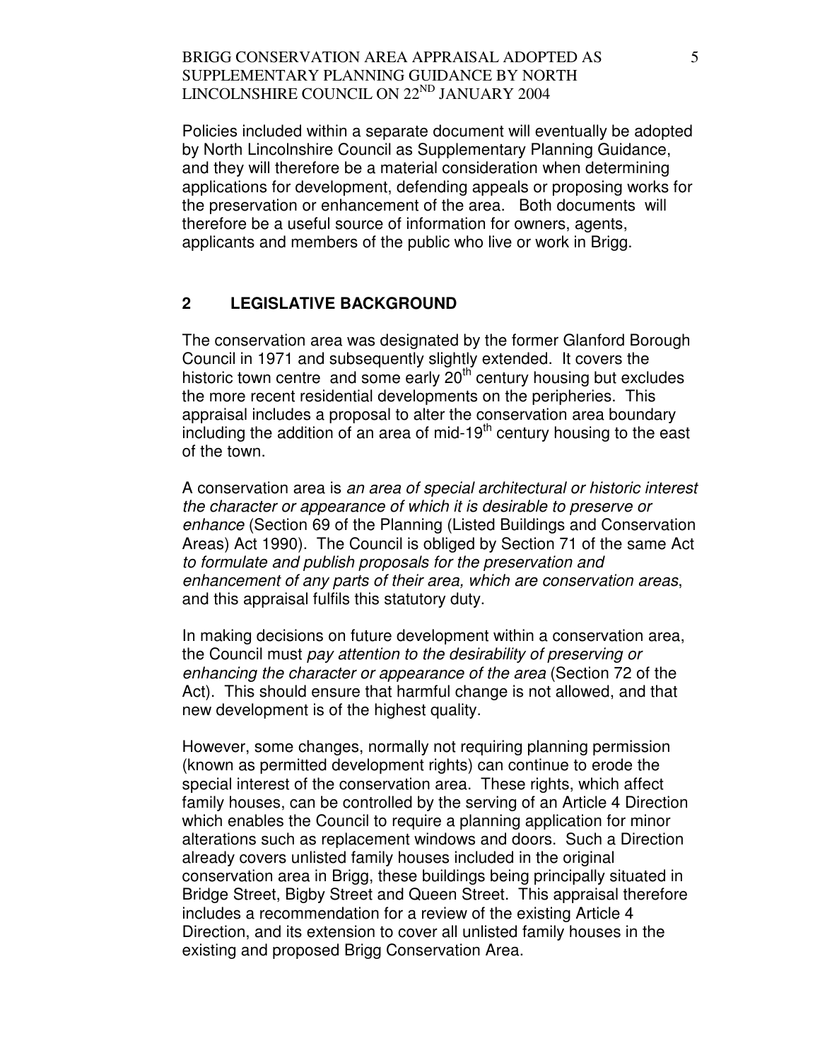Policies included within a separate document will eventually be adopted by North Lincolnshire Council as Supplementary Planning Guidance, and they will therefore be a material consideration when determining applications for development, defending appeals or proposing works for the preservation or enhancement of the area. Both documents will therefore be a useful source of information for owners, agents, applicants and members of the public who live or work in Brigg.

## 2 LEGISLATIVE BACKGROUND

The conservation area was designated by the former Glanford Borough Council in 1971 and subsequently slightly extended. It covers the historic town centre and some early 20th century housing but excludes the more recent residential developments on the peripheries. This appraisal includes a proposal to alter the conservation area boundary including the addition of an area of mid-19th century housing to the east of the town.

A conservation area is *an area of special architectural or historic interest the character or appearance of which it is desirable to preserve or enhance* (Section 69 of the Planning (Listed Buildings and Conservation Areas) Act 1990). The Council is obliged by Section 71 of the same Act *to formulate and publish proposals for the preservation and enhancement of any parts of their area, which are conservation areas*, and this appraisal fulfils this statutory duty.

In making decisions on future development within a conservation area, the Council must *pay attention to the desirability of preserving or enhancing the character or appearance of the area* (Section 72 of the Act). This should ensure that harmful change is not allowed, and that new development is of the highest quality.

However, some changes, normally not requiring planning permission (known as permitted development rights) can continue to erode the special interest of the conservation area. These rights, which affect family houses, can be controlled by the serving of an Article 4 Direction which enables the Council to require a planning application for minor alterations such as replacement windows and doors. Such a Direction already covers unlisted family houses included in the original conservation area in Brigg, these buildings being principally situated in Bridge Street, Bigby Street and Queen Street. This appraisal therefore includes a recommendation for a review of the existing Article 4 Direction, and its extension to cover all unlisted family houses in the existing and proposed Brigg Conservation Area.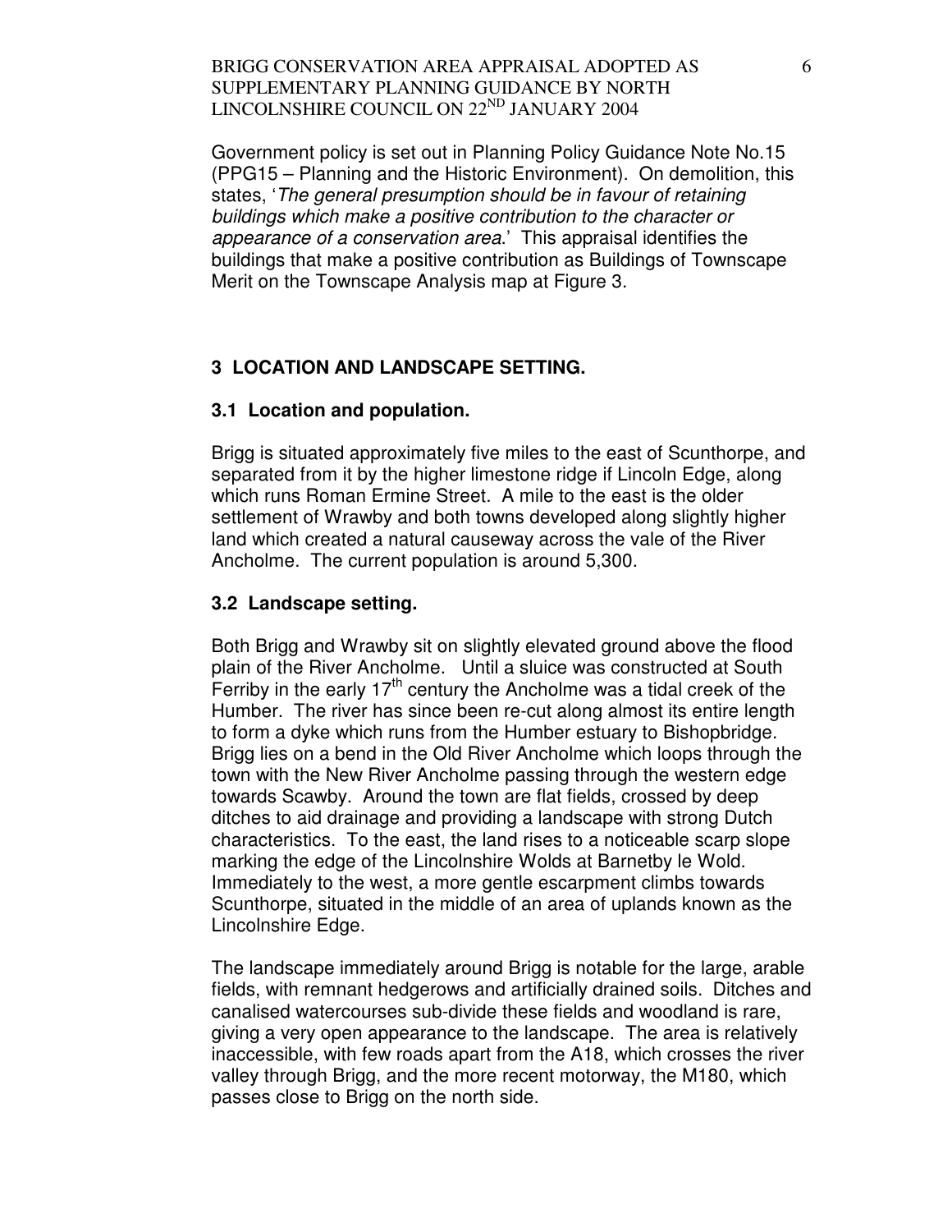Government policy is set out in Planning Policy Guidance Note No.15 (PPG15 – Planning and the Historic Environment). On demolition, this states, '*The general presumption should be in favour of retaining buildings which make a positive contribution to the character or appearance of a conservation area*.' This appraisal identifies the buildings that make a positive contribution as Buildings of Townscape Merit on the Townscape Analysis map at Figure 3.

## 3 LOCATION AND LANDSCAPE SETTING.

### 3.1 Location and population.

Brigg is situated approximately five miles to the east of Scunthorpe, and separated from it by the higher limestone ridge if Lincoln Edge, along which runs Roman Ermine Street. A mile to the east is the older settlement of Wrawby and both towns developed along slightly higher land which created a natural causeway across the vale of the River Ancholme. The current population is around 5,300.

### 3.2 Landscape setting.

Both Brigg and Wrawby sit on slightly elevated ground above the flood plain of the River Ancholme. Until a sluice was constructed at South Ferriby in the early 17th century the Ancholme was a tidal creek of the Humber. The river has since been re-cut along almost its entire length to form a dyke which runs from the Humber estuary to Bishopbridge. Brigg lies on a bend in the Old River Ancholme which loops through the town with the New River Ancholme passing through the western edge towards Scawby. Around the town are flat fields, crossed by deep ditches to aid drainage and providing a landscape with strong Dutch characteristics. To the east, the land rises to a noticeable scarp slope marking the edge of the Lincolnshire Wolds at Barnetby le Wold. Immediately to the west, a more gentle escarpment climbs towards Scunthorpe, situated in the middle of an area of uplands known as the Lincolnshire Edge.

The landscape immediately around Brigg is notable for the large, arable fields, with remnant hedgerows and artificially drained soils. Ditches and canalised watercourses sub-divide these fields and woodland is rare, giving a very open appearance to the landscape. The area is relatively inaccessible, with few roads apart from the A18, which crosses the river valley through Brigg, and the more recent motorway, the M180, which passes close to Brigg on the north side.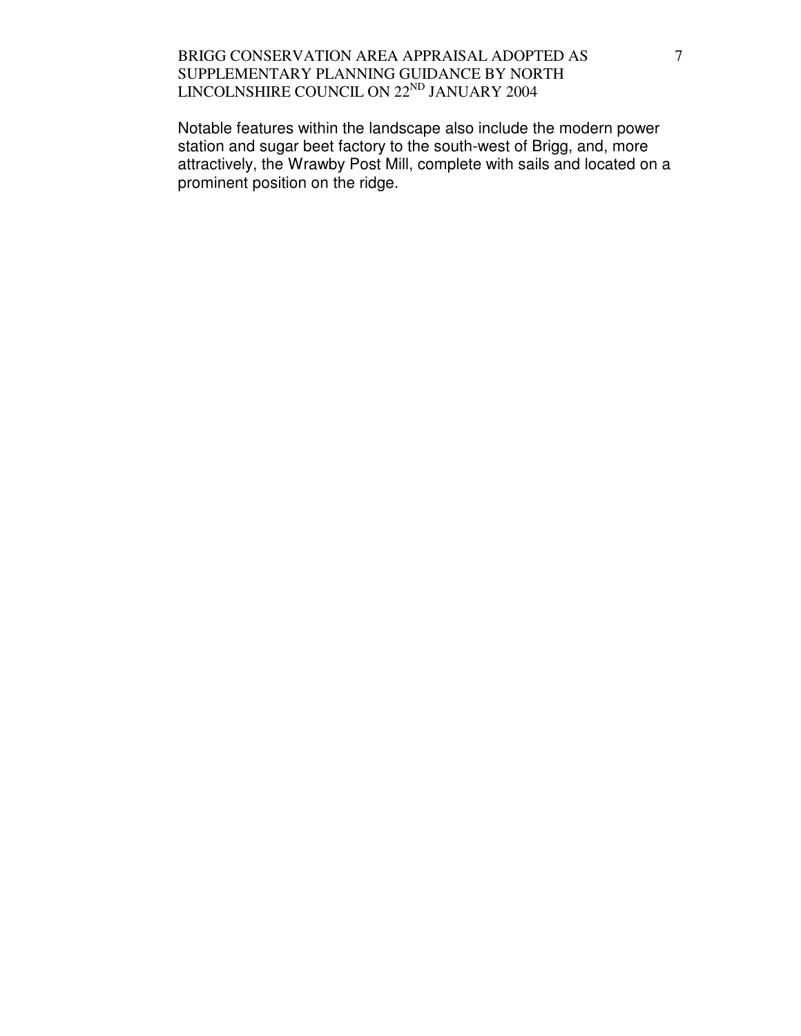Notable features within the landscape also include the modern power station and sugar beet factory to the south-west of Brigg, and, more attractively, the Wrawby Post Mill, complete with sails and located on a prominent position on the ridge.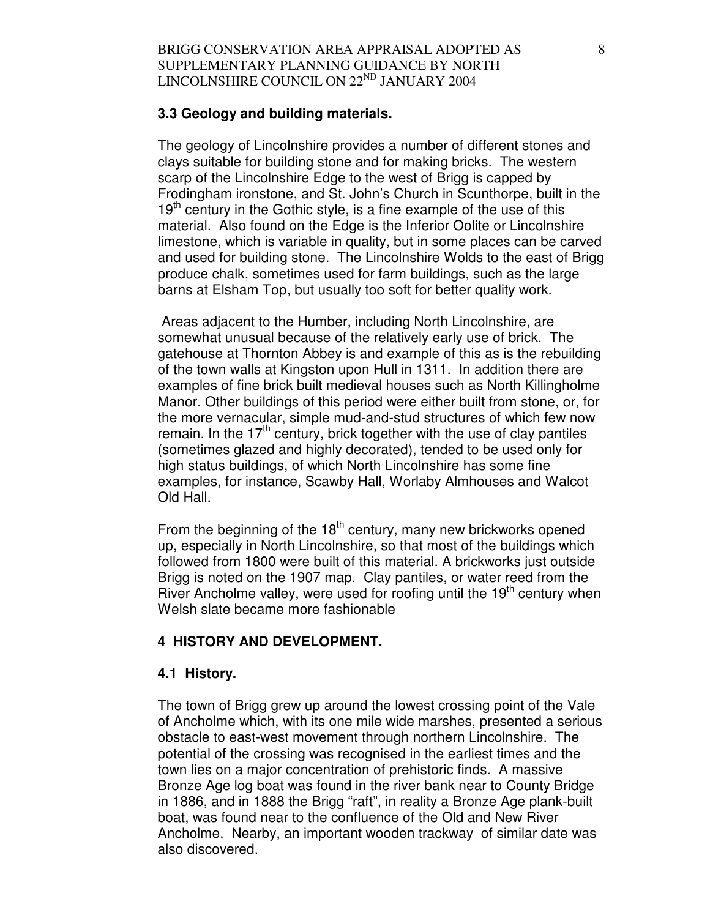### 3.3 Geology and building materials.

The geology of Lincolnshire provides a number of different stones and clays suitable for building stone and for making bricks. The western scarp of the Lincolnshire Edge to the west of Brigg is capped by Frodingham ironstone, and St. John's Church in Scunthorpe, built in the 19th century in the Gothic style, is a fine example of the use of this material. Also found on the Edge is the Inferior Oolite or Lincolnshire limestone, which is variable in quality, but in some places can be carved and used for building stone. The Lincolnshire Wolds to the east of Brigg produce chalk, sometimes used for farm buildings, such as the large barns at Elsham Top, but usually too soft for better quality work.

Areas adjacent to the Humber, including North Lincolnshire, are somewhat unusual because of the relatively early use of brick. The gatehouse at Thornton Abbey is and example of this as is the rebuilding of the town walls at Kingston upon Hull in 1311. In addition there are examples of fine brick built medieval houses such as North Killingholme Manor. Other buildings of this period were either built from stone, or, for the more vernacular, simple mud-and-stud structures of which few now remain. In the 17th century, brick together with the use of clay pantiles (sometimes glazed and highly decorated), tended to be used only for high status buildings, of which North Lincolnshire has some fine examples, for instance, Scawby Hall, Worlaby Almhouses and Walcot Old Hall.

From the beginning of the 18th century, many new brickworks opened up, especially in North Lincolnshire, so that most of the buildings which followed from 1800 were built of this material. A brickworks just outside Brigg is noted on the 1907 map. Clay pantiles, or water reed from the River Ancholme valley, were used for roofing until the 19th century when Welsh slate became more fashionable

## 4 HISTORY AND DEVELOPMENT.

### 4.1 History.

The town of Brigg grew up around the lowest crossing point of the Vale of Ancholme which, with its one mile wide marshes, presented a serious obstacle to east-west movement through northern Lincolnshire. The potential of the crossing was recognised in the earliest times and the town lies on a major concentration of prehistoric finds. A massive Bronze Age log boat was found in the river bank near to County Bridge in 1886, and in 1888 the Brigg "raft", in reality a Bronze Age plank-built boat, was found near to the confluence of the Old and New River Ancholme. Nearby, an important wooden trackway of similar date was also discovered.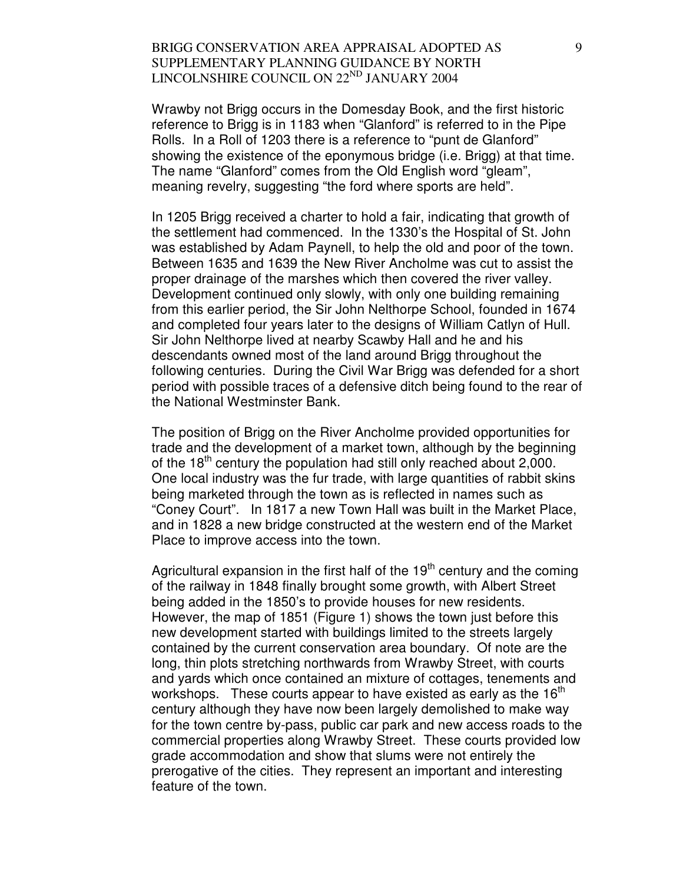Wrawby not Brigg occurs in the Domesday Book, and the first historic reference to Brigg is in 1183 when "Glanford" is referred to in the Pipe Rolls. In a Roll of 1203 there is a reference to "punt de Glanford" showing the existence of the eponymous bridge (i.e. Brigg) at that time. The name "Glanford" comes from the Old English word "gleam", meaning revelry, suggesting "the ford where sports are held".

In 1205 Brigg received a charter to hold a fair, indicating that growth of the settlement had commenced. In the 1330's the Hospital of St. John was established by Adam Paynell, to help the old and poor of the town. Between 1635 and 1639 the New River Ancholme was cut to assist the proper drainage of the marshes which then covered the river valley. Development continued only slowly, with only one building remaining from this earlier period, the Sir John Nelthorpe School, founded in 1674 and completed four years later to the designs of William Catlyn of Hull. Sir John Nelthorpe lived at nearby Scawby Hall and he and his descendants owned most of the land around Brigg throughout the following centuries. During the Civil War Brigg was defended for a short period with possible traces of a defensive ditch being found to the rear of the National Westminster Bank.

The position of Brigg on the River Ancholme provided opportunities for trade and the development of a market town, although by the beginning of the 18th century the population had still only reached about 2,000. One local industry was the fur trade, with large quantities of rabbit skins being marketed through the town as is reflected in names such as "Coney Court". In 1817 a new Town Hall was built in the Market Place, and in 1828 a new bridge constructed at the western end of the Market Place to improve access into the town.

Agricultural expansion in the first half of the 19th century and the coming of the railway in 1848 finally brought some growth, with Albert Street being added in the 1850's to provide houses for new residents. However, the map of 1851 (Figure 1) shows the town just before this new development started with buildings limited to the streets largely contained by the current conservation area boundary. Of note are the long, thin plots stretching northwards from Wrawby Street, with courts and yards which once contained an mixture of cottages, tenements and workshops. These courts appear to have existed as early as the 16th century although they have now been largely demolished to make way for the town centre by-pass, public car park and new access roads to the commercial properties along Wrawby Street. These courts provided low grade accommodation and show that slums were not entirely the prerogative of the cities. They represent an important and interesting feature of the town.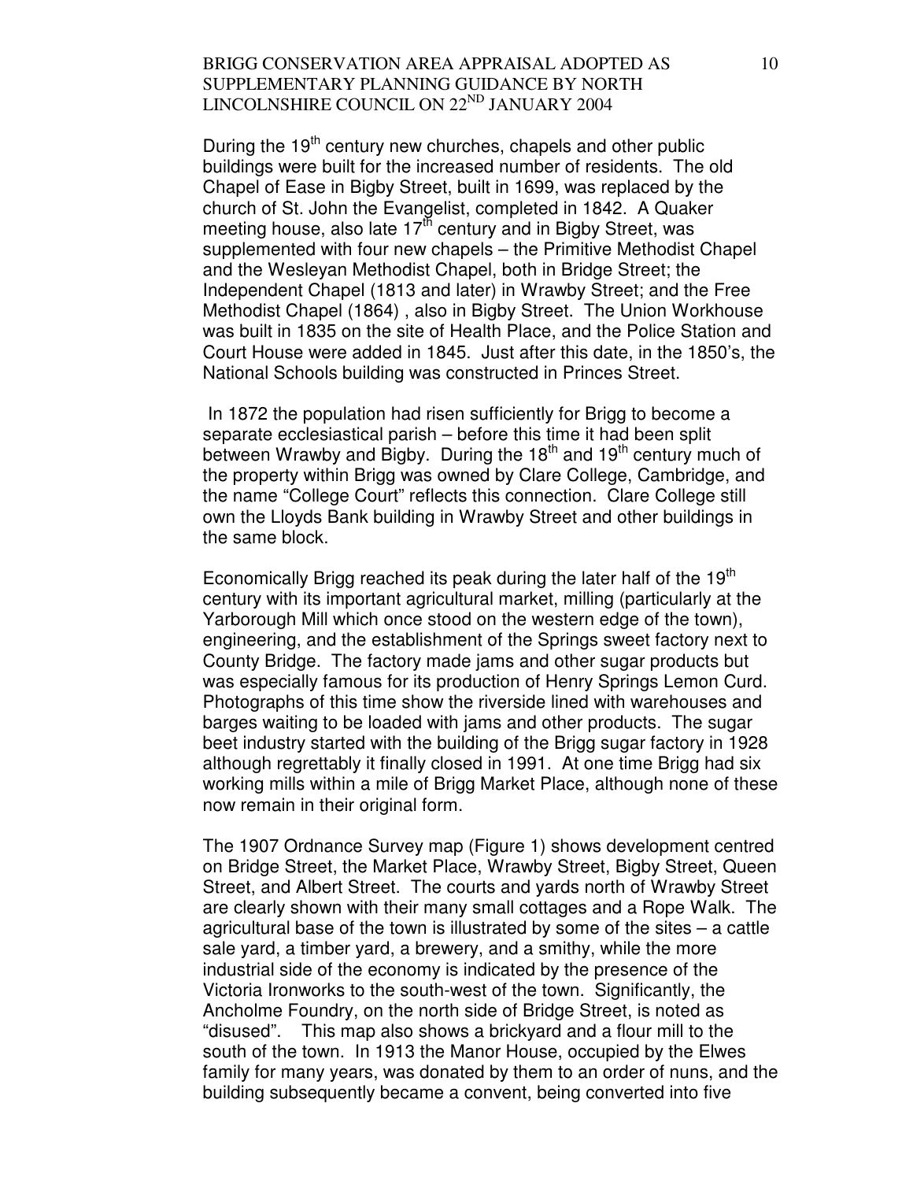During the 19th century new churches, chapels and other public buildings were built for the increased number of residents. The old Chapel of Ease in Bigby Street, built in 1699, was replaced by the church of St. John the Evangelist, completed in 1842. A Quaker meeting house, also late 17th century and in Bigby Street, was supplemented with four new chapels – the Primitive Methodist Chapel and the Wesleyan Methodist Chapel, both in Bridge Street; the Independent Chapel (1813 and later) in Wrawby Street; and the Free Methodist Chapel (1864) , also in Bigby Street. The Union Workhouse was built in 1835 on the site of Health Place, and the Police Station and Court House were added in 1845. Just after this date, in the 1850's, the National Schools building was constructed in Princes Street.

In 1872 the population had risen sufficiently for Brigg to become a separate ecclesiastical parish – before this time it had been split between Wrawby and Bigby. During the 18th and 19th century much of the property within Brigg was owned by Clare College, Cambridge, and the name "College Court" reflects this connection. Clare College still own the Lloyds Bank building in Wrawby Street and other buildings in the same block.

Economically Brigg reached its peak during the later half of the 19th century with its important agricultural market, milling (particularly at the Yarborough Mill which once stood on the western edge of the town), engineering, and the establishment of the Springs sweet factory next to County Bridge. The factory made jams and other sugar products but was especially famous for its production of Henry Springs Lemon Curd. Photographs of this time show the riverside lined with warehouses and barges waiting to be loaded with jams and other products. The sugar beet industry started with the building of the Brigg sugar factory in 1928 although regrettably it finally closed in 1991. At one time Brigg had six working mills within a mile of Brigg Market Place, although none of these now remain in their original form.

The 1907 Ordnance Survey map (Figure 1) shows development centred on Bridge Street, the Market Place, Wrawby Street, Bigby Street, Queen Street, and Albert Street. The courts and yards north of Wrawby Street are clearly shown with their many small cottages and a Rope Walk. The agricultural base of the town is illustrated by some of the sites – a cattle sale yard, a timber yard, a brewery, and a smithy, while the more industrial side of the economy is indicated by the presence of the Victoria Ironworks to the south-west of the town. Significantly, the Ancholme Foundry, on the north side of Bridge Street, is noted as "disused". This map also shows a brickyard and a flour mill to the south of the town. In 1913 the Manor House, occupied by the Elwes family for many years, was donated by them to an order of nuns, and the building subsequently became a convent, being converted into five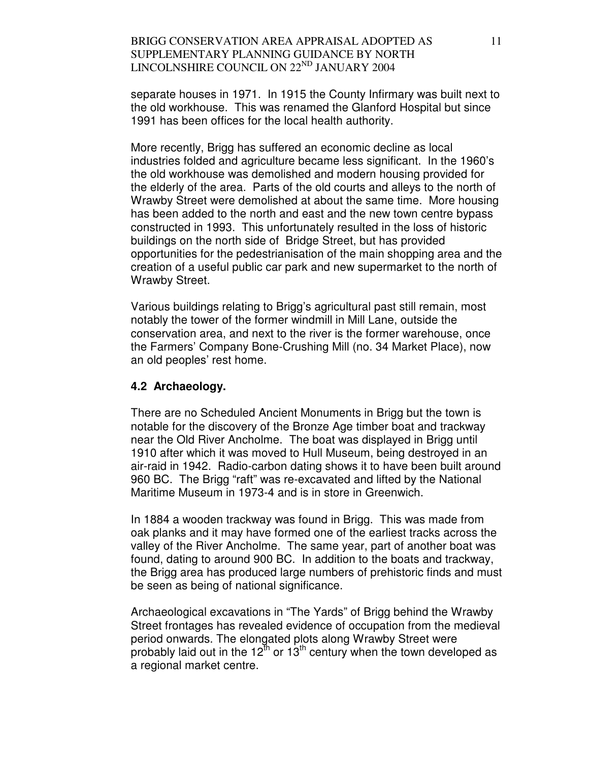separate houses in 1971. In 1915 the County Infirmary was built next to the old workhouse. This was renamed the Glanford Hospital but since 1991 has been offices for the local health authority.

More recently, Brigg has suffered an economic decline as local industries folded and agriculture became less significant. In the 1960's the old workhouse was demolished and modern housing provided for the elderly of the area. Parts of the old courts and alleys to the north of Wrawby Street were demolished at about the same time. More housing has been added to the north and east and the new town centre bypass constructed in 1993. This unfortunately resulted in the loss of historic buildings on the north side of Bridge Street, but has provided opportunities for the pedestrianisation of the main shopping area and the creation of a useful public car park and new supermarket to the north of Wrawby Street.

Various buildings relating to Brigg's agricultural past still remain, most notably the tower of the former windmill in Mill Lane, outside the conservation area, and next to the river is the former warehouse, once the Farmers' Company Bone-Crushing Mill (no. 34 Market Place), now an old peoples' rest home.

### 4.2 Archaeology.

There are no Scheduled Ancient Monuments in Brigg but the town is notable for the discovery of the Bronze Age timber boat and trackway near the Old River Ancholme. The boat was displayed in Brigg until 1910 after which it was moved to Hull Museum, being destroyed in an air-raid in 1942. Radio-carbon dating shows it to have been built around 960 BC. The Brigg "raft" was re-excavated and lifted by the National Maritime Museum in 1973-4 and is in store in Greenwich.

In 1884 a wooden trackway was found in Brigg. This was made from oak planks and it may have formed one of the earliest tracks across the valley of the River Ancholme. The same year, part of another boat was found, dating to around 900 BC. In addition to the boats and trackway, the Brigg area has produced large numbers of prehistoric finds and must be seen as being of national significance.

Archaeological excavations in "The Yards" of Brigg behind the Wrawby Street frontages has revealed evidence of occupation from the medieval period onwards. The elongated plots along Wrawby Street were probably laid out in the 12th or 13th century when the town developed as a regional market centre.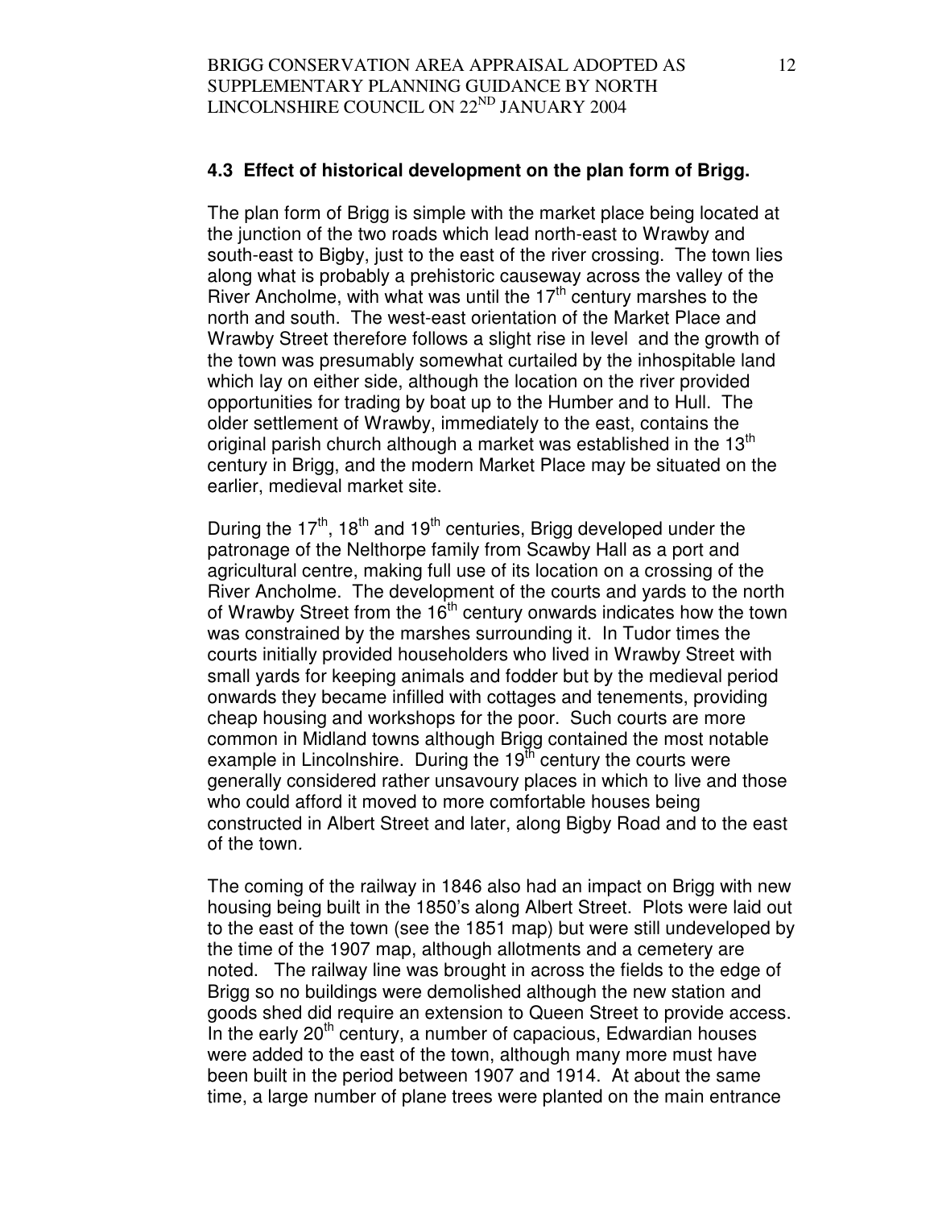### 4.3 Effect of historical development on the plan form of Brigg.

The plan form of Brigg is simple with the market place being located at the junction of the two roads which lead north-east to Wrawby and south-east to Bigby, just to the east of the river crossing. The town lies along what is probably a prehistoric causeway across the valley of the River Ancholme, with what was until the 17th century marshes to the north and south. The west-east orientation of the Market Place and Wrawby Street therefore follows a slight rise in level and the growth of the town was presumably somewhat curtailed by the inhospitable land which lay on either side, although the location on the river provided opportunities for trading by boat up to the Humber and to Hull. The older settlement of Wrawby, immediately to the east, contains the original parish church although a market was established in the 13th century in Brigg, and the modern Market Place may be situated on the earlier, medieval market site.

During the 17th, 18th and 19th centuries, Brigg developed under the patronage of the Nelthorpe family from Scawby Hall as a port and agricultural centre, making full use of its location on a crossing of the River Ancholme. The development of the courts and yards to the north of Wrawby Street from the 16th century onwards indicates how the town was constrained by the marshes surrounding it. In Tudor times the courts initially provided householders who lived in Wrawby Street with small yards for keeping animals and fodder but by the medieval period onwards they became infilled with cottages and tenements, providing cheap housing and workshops for the poor. Such courts are more common in Midland towns although Brigg contained the most notable example in Lincolnshire. During the 19th century the courts were generally considered rather unsavoury places in which to live and those who could afford it moved to more comfortable houses being constructed in Albert Street and later, along Bigby Road and to the east of the town.

The coming of the railway in 1846 also had an impact on Brigg with new housing being built in the 1850's along Albert Street. Plots were laid out to the east of the town (see the 1851 map) but were still undeveloped by the time of the 1907 map, although allotments and a cemetery are noted. The railway line was brought in across the fields to the edge of Brigg so no buildings were demolished although the new station and goods shed did require an extension to Queen Street to provide access. In the early 20th century, a number of capacious, Edwardian houses were added to the east of the town, although many more must have been built in the period between 1907 and 1914. At about the same time, a large number of plane trees were planted on the main entrance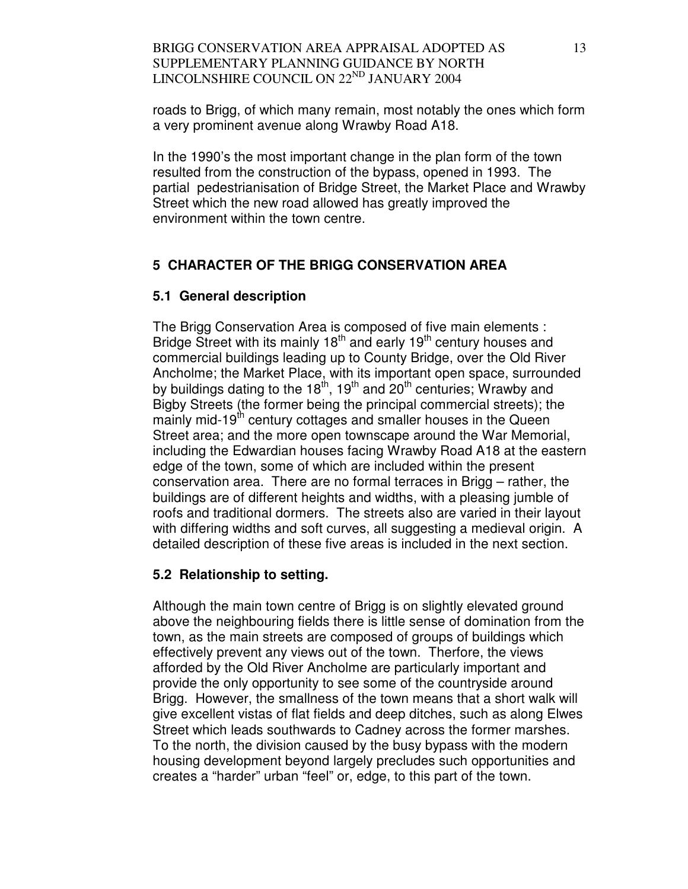roads to Brigg, of which many remain, most notably the ones which form a very prominent avenue along Wrawby Road A18.

In the 1990's the most important change in the plan form of the town resulted from the construction of the bypass, opened in 1993. The partial pedestrianisation of Bridge Street, the Market Place and Wrawby Street which the new road allowed has greatly improved the environment within the town centre.

## 5 CHARACTER OF THE BRIGG CONSERVATION AREA

### 5.1 General description

The Brigg Conservation Area is composed of five main elements : Bridge Street with its mainly 18th and early 19th century houses and commercial buildings leading up to County Bridge, over the Old River Ancholme; the Market Place, with its important open space, surrounded by buildings dating to the 18th, 19th and 20th centuries; Wrawby and Bigby Streets (the former being the principal commercial streets); the mainly mid-19th century cottages and smaller houses in the Queen Street area; and the more open townscape around the War Memorial, including the Edwardian houses facing Wrawby Road A18 at the eastern edge of the town, some of which are included within the present conservation area. There are no formal terraces in Brigg – rather, the buildings are of different heights and widths, with a pleasing jumble of roofs and traditional dormers. The streets also are varied in their layout with differing widths and soft curves, all suggesting a medieval origin. A detailed description of these five areas is included in the next section.

### 5.2 Relationship to setting.

Although the main town centre of Brigg is on slightly elevated ground above the neighbouring fields there is little sense of domination from the town, as the main streets are composed of groups of buildings which effectively prevent any views out of the town. Therfore, the views afforded by the Old River Ancholme are particularly important and provide the only opportunity to see some of the countryside around Brigg. However, the smallness of the town means that a short walk will give excellent vistas of flat fields and deep ditches, such as along Elwes Street which leads southwards to Cadney across the former marshes. To the north, the division caused by the busy bypass with the modern housing development beyond largely precludes such opportunities and creates a "harder" urban "feel" or, edge, to this part of the town.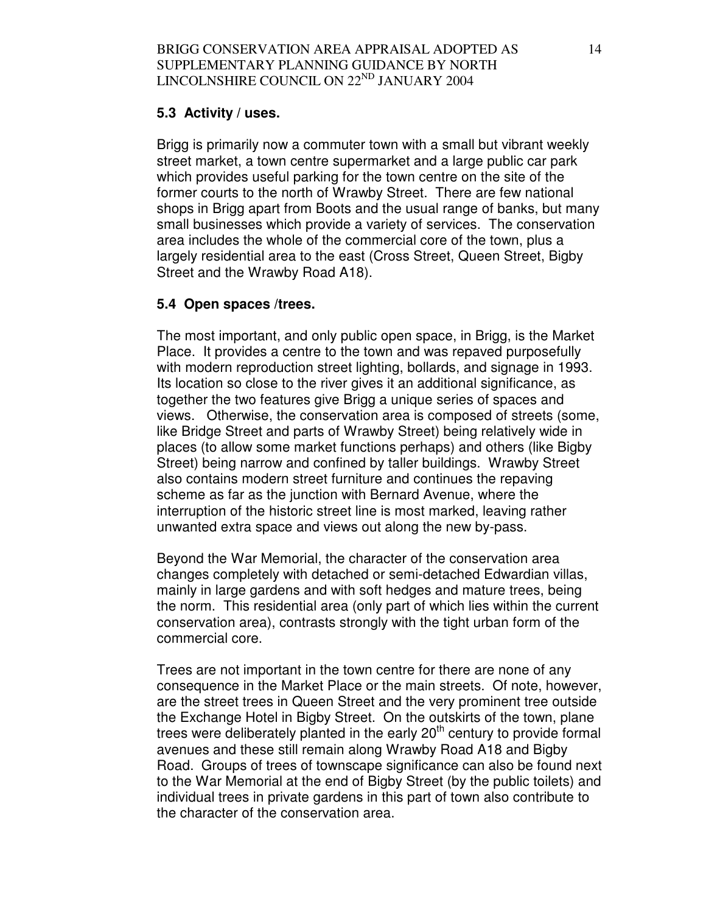### 5.3 Activity / uses.

Brigg is primarily now a commuter town with a small but vibrant weekly street market, a town centre supermarket and a large public car park which provides useful parking for the town centre on the site of the former courts to the north of Wrawby Street. There are few national shops in Brigg apart from Boots and the usual range of banks, but many small businesses which provide a variety of services. The conservation area includes the whole of the commercial core of the town, plus a largely residential area to the east (Cross Street, Queen Street, Bigby Street and the Wrawby Road A18).

### 5.4 Open spaces /trees.

The most important, and only public open space, in Brigg, is the Market Place. It provides a centre to the town and was repaved purposefully with modern reproduction street lighting, bollards, and signage in 1993. Its location so close to the river gives it an additional significance, as together the two features give Brigg a unique series of spaces and views. Otherwise, the conservation area is composed of streets (some, like Bridge Street and parts of Wrawby Street) being relatively wide in places (to allow some market functions perhaps) and others (like Bigby Street) being narrow and confined by taller buildings. Wrawby Street also contains modern street furniture and continues the repaving scheme as far as the junction with Bernard Avenue, where the interruption of the historic street line is most marked, leaving rather unwanted extra space and views out along the new by-pass.

Beyond the War Memorial, the character of the conservation area changes completely with detached or semi-detached Edwardian villas, mainly in large gardens and with soft hedges and mature trees, being the norm. This residential area (only part of which lies within the current conservation area), contrasts strongly with the tight urban form of the commercial core.

Trees are not important in the town centre for there are none of any consequence in the Market Place or the main streets. Of note, however, are the street trees in Queen Street and the very prominent tree outside the Exchange Hotel in Bigby Street. On the outskirts of the town, plane trees were deliberately planted in the early 20th century to provide formal avenues and these still remain along Wrawby Road A18 and Bigby Road. Groups of trees of townscape significance can also be found next to the War Memorial at the end of Bigby Street (by the public toilets) and individual trees in private gardens in this part of town also contribute to the character of the conservation area.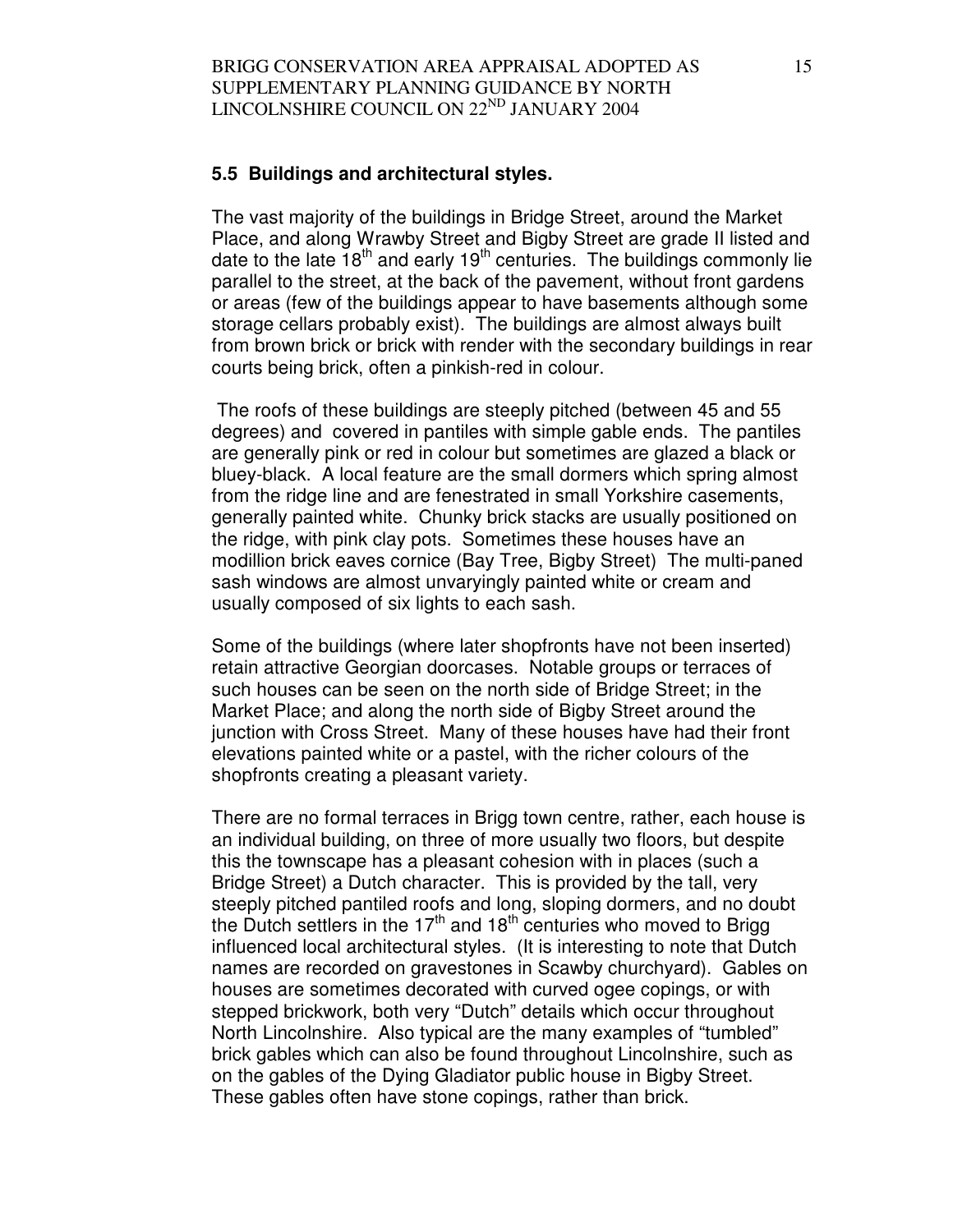### 5.5 Buildings and architectural styles.

The vast majority of the buildings in Bridge Street, around the Market Place, and along Wrawby Street and Bigby Street are grade II listed and date to the late 18th and early 19th centuries. The buildings commonly lie parallel to the street, at the back of the pavement, without front gardens or areas (few of the buildings appear to have basements although some storage cellars probably exist). The buildings are almost always built from brown brick or brick with render with the secondary buildings in rear courts being brick, often a pinkish-red in colour.

The roofs of these buildings are steeply pitched (between 45 and 55 degrees) and covered in pantiles with simple gable ends. The pantiles are generally pink or red in colour but sometimes are glazed a black or bluey-black. A local feature are the small dormers which spring almost from the ridge line and are fenestrated in small Yorkshire casements, generally painted white. Chunky brick stacks are usually positioned on the ridge, with pink clay pots. Sometimes these houses have an modillion brick eaves cornice (Bay Tree, Bigby Street) The multi-paned sash windows are almost unvaryingly painted white or cream and usually composed of six lights to each sash.

Some of the buildings (where later shopfronts have not been inserted) retain attractive Georgian doorcases. Notable groups or terraces of such houses can be seen on the north side of Bridge Street; in the Market Place; and along the north side of Bigby Street around the junction with Cross Street. Many of these houses have had their front elevations painted white or a pastel, with the richer colours of the shopfronts creating a pleasant variety.

There are no formal terraces in Brigg town centre, rather, each house is an individual building, on three of more usually two floors, but despite this the townscape has a pleasant cohesion with in places (such a Bridge Street) a Dutch character. This is provided by the tall, very steeply pitched pantiled roofs and long, sloping dormers, and no doubt the Dutch settlers in the 17th and 18th centuries who moved to Brigg influenced local architectural styles. (It is interesting to note that Dutch names are recorded on gravestones in Scawby churchyard). Gables on houses are sometimes decorated with curved ogee copings, or with stepped brickwork, both very "Dutch" details which occur throughout North Lincolnshire. Also typical are the many examples of "tumbled" brick gables which can also be found throughout Lincolnshire, such as on the gables of the Dying Gladiator public house in Bigby Street. These gables often have stone copings, rather than brick.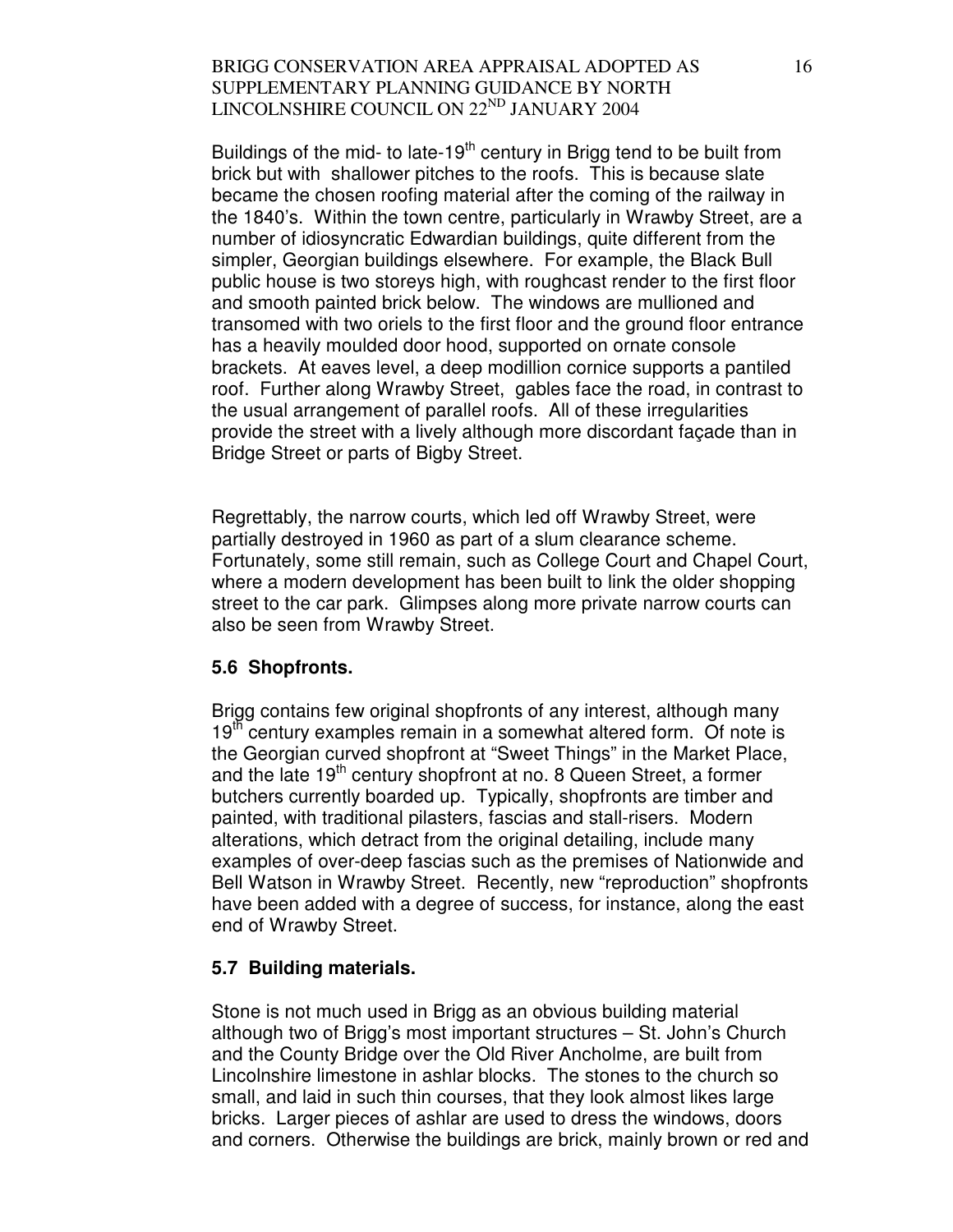Buildings of the mid- to late-19th century in Brigg tend to be built from brick but with shallower pitches to the roofs. This is because slate became the chosen roofing material after the coming of the railway in the 1840's. Within the town centre, particularly in Wrawby Street, are a number of idiosyncratic Edwardian buildings, quite different from the simpler, Georgian buildings elsewhere. For example, the Black Bull public house is two storeys high, with roughcast render to the first floor and smooth painted brick below. The windows are mullioned and transomed with two oriels to the first floor and the ground floor entrance has a heavily moulded door hood, supported on ornate console brackets. At eaves level, a deep modillion cornice supports a pantiled roof. Further along Wrawby Street, gables face the road, in contrast to the usual arrangement of parallel roofs. All of these irregularities provide the street with a lively although more discordant façade than in Bridge Street or parts of Bigby Street.

Regrettably, the narrow courts, which led off Wrawby Street, were partially destroyed in 1960 as part of a slum clearance scheme. Fortunately, some still remain, such as College Court and Chapel Court, where a modern development has been built to link the older shopping street to the car park. Glimpses along more private narrow courts can also be seen from Wrawby Street.

## 5.6 Shopfronts.

Brigg contains few original shopfronts of any interest, although many 19th century examples remain in a somewhat altered form. Of note is the Georgian curved shopfront at "Sweet Things" in the Market Place, and the late 19th century shopfront at no. 8 Queen Street, a former butchers currently boarded up. Typically, shopfronts are timber and painted, with traditional pilasters, fascias and stall-risers. Modern alterations, which detract from the original detailing, include many examples of over-deep fascias such as the premises of Nationwide and Bell Watson in Wrawby Street. Recently, new "reproduction" shopfronts have been added with a degree of success, for instance, along the east end of Wrawby Street.

## 5.7 Building materials.

Stone is not much used in Brigg as an obvious building material although two of Brigg's most important structures – St. John's Church and the County Bridge over the Old River Ancholme, are built from Lincolnshire limestone in ashlar blocks. The stones to the church so small, and laid in such thin courses, that they look almost likes large bricks. Larger pieces of ashlar are used to dress the windows, doors and corners. Otherwise the buildings are brick, mainly brown or red and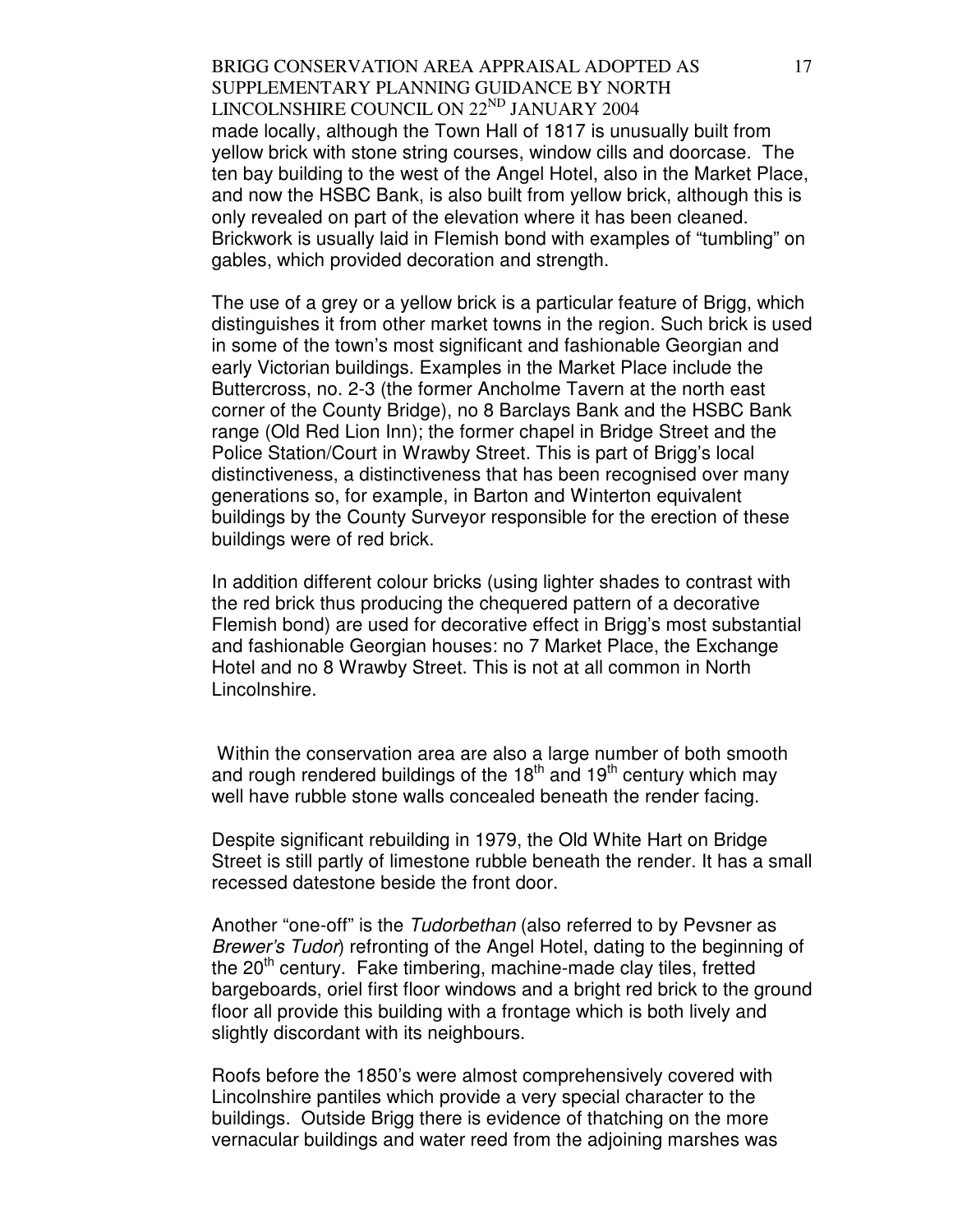made locally, although the Town Hall of 1817 is unusually built from yellow brick with stone string courses, window cills and doorcase. The ten bay building to the west of the Angel Hotel, also in the Market Place, and now the HSBC Bank, is also built from yellow brick, although this is only revealed on part of the elevation where it has been cleaned. Brickwork is usually laid in Flemish bond with examples of "tumbling" on gables, which provided decoration and strength.

The use of a grey or a yellow brick is a particular feature of Brigg, which distinguishes it from other market towns in the region. Such brick is used in some of the town's most significant and fashionable Georgian and early Victorian buildings. Examples in the Market Place include the Buttercross, no. 2-3 (the former Ancholme Tavern at the north east corner of the County Bridge), no 8 Barclays Bank and the HSBC Bank range (Old Red Lion Inn); the former chapel in Bridge Street and the Police Station/Court in Wrawby Street. This is part of Brigg's local distinctiveness, a distinctiveness that has been recognised over many generations so, for example, in Barton and Winterton equivalent buildings by the County Surveyor responsible for the erection of these buildings were of red brick.

In addition different colour bricks (using lighter shades to contrast with the red brick thus producing the chequered pattern of a decorative Flemish bond) are used for decorative effect in Brigg's most substantial and fashionable Georgian houses: no 7 Market Place, the Exchange Hotel and no 8 Wrawby Street. This is not at all common in North Lincolnshire.

Within the conservation area are also a large number of both smooth and rough rendered buildings of the 18th and 19th century which may well have rubble stone walls concealed beneath the render facing.

Despite significant rebuilding in 1979, the Old White Hart on Bridge Street is still partly of limestone rubble beneath the render. It has a small recessed datestone beside the front door.

Another "one-off" is the *Tudorbethan* (also referred to by Pevsner as *Brewer's Tudor*) refronting of the Angel Hotel, dating to the beginning of the 20th century. Fake timbering, machine-made clay tiles, fretted bargeboards, oriel first floor windows and a bright red brick to the ground floor all provide this building with a frontage which is both lively and slightly discordant with its neighbours.

Roofs before the 1850's were almost comprehensively covered with Lincolnshire pantiles which provide a very special character to the buildings. Outside Brigg there is evidence of thatching on the more vernacular buildings and water reed from the adjoining marshes was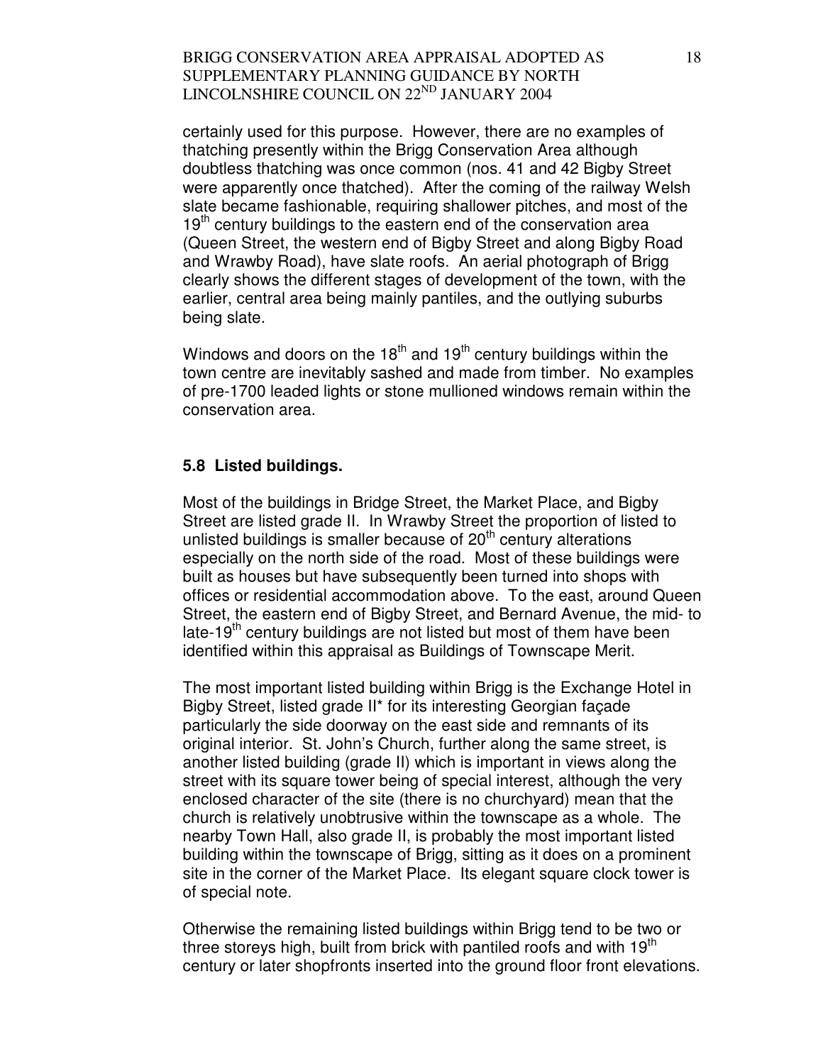certainly used for this purpose. However, there are no examples of thatching presently within the Brigg Conservation Area although doubtless thatching was once common (nos. 41 and 42 Bigby Street were apparently once thatched). After the coming of the railway Welsh slate became fashionable, requiring shallower pitches, and most of the 19th century buildings to the eastern end of the conservation area (Queen Street, the western end of Bigby Street and along Bigby Road and Wrawby Road), have slate roofs. An aerial photograph of Brigg clearly shows the different stages of development of the town, with the earlier, central area being mainly pantiles, and the outlying suburbs being slate.

Windows and doors on the 18th and 19th century buildings within the town centre are inevitably sashed and made from timber. No examples of pre-1700 leaded lights or stone mullioned windows remain within the conservation area.

### 5.8 Listed buildings.

Most of the buildings in Bridge Street, the Market Place, and Bigby Street are listed grade II. In Wrawby Street the proportion of listed to unlisted buildings is smaller because of 20th century alterations especially on the north side of the road. Most of these buildings were built as houses but have subsequently been turned into shops with offices or residential accommodation above. To the east, around Queen Street, the eastern end of Bigby Street, and Bernard Avenue, the mid- to late-19th century buildings are not listed but most of them have been identified within this appraisal as Buildings of Townscape Merit.

The most important listed building within Brigg is the Exchange Hotel in Bigby Street, listed grade II* for its interesting Georgian façade particularly the side doorway on the east side and remnants of its original interior. St. John's Church, further along the same street, is another listed building (grade II) which is important in views along the street with its square tower being of special interest, although the very enclosed character of the site (there is no churchyard) mean that the church is relatively unobtrusive within the townscape as a whole. The nearby Town Hall, also grade II, is probably the most important listed building within the townscape of Brigg, sitting as it does on a prominent site in the corner of the Market Place. Its elegant square clock tower is of special note.

Otherwise the remaining listed buildings within Brigg tend to be two or three storeys high, built from brick with pantiled roofs and with 19th century or later shopfronts inserted into the ground floor front elevations.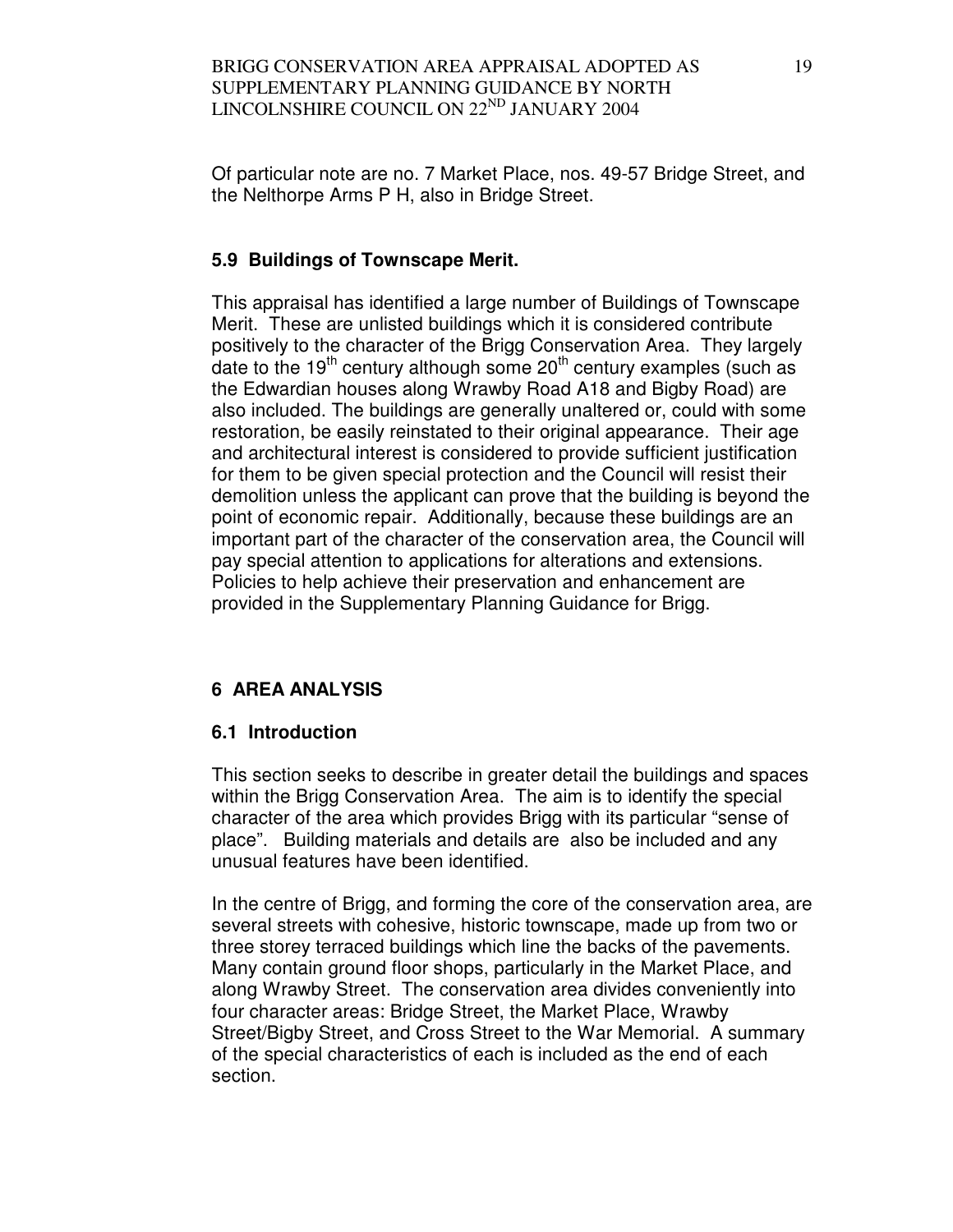Of particular note are no. 7 Market Place, nos. 49-57 Bridge Street, and the Nelthorpe Arms P H, also in Bridge Street.

### 5.9 Buildings of Townscape Merit.

This appraisal has identified a large number of Buildings of Townscape Merit. These are unlisted buildings which it is considered contribute positively to the character of the Brigg Conservation Area. They largely date to the 19th century although some 20th century examples (such as the Edwardian houses along Wrawby Road A18 and Bigby Road) are also included. The buildings are generally unaltered or, could with some restoration, be easily reinstated to their original appearance. Their age and architectural interest is considered to provide sufficient justification for them to be given special protection and the Council will resist their demolition unless the applicant can prove that the building is beyond the point of economic repair. Additionally, because these buildings are an important part of the character of the conservation area, the Council will pay special attention to applications for alterations and extensions. Policies to help achieve their preservation and enhancement are provided in the Supplementary Planning Guidance for Brigg.

## 6 AREA ANALYSIS

### 6.1 Introduction

This section seeks to describe in greater detail the buildings and spaces within the Brigg Conservation Area. The aim is to identify the special character of the area which provides Brigg with its particular "sense of place". Building materials and details are also be included and any unusual features have been identified.

In the centre of Brigg, and forming the core of the conservation area, are several streets with cohesive, historic townscape, made up from two or three storey terraced buildings which line the backs of the pavements. Many contain ground floor shops, particularly in the Market Place, and along Wrawby Street. The conservation area divides conveniently into four character areas: Bridge Street, the Market Place, Wrawby Street/Bigby Street, and Cross Street to the War Memorial. A summary of the special characteristics of each is included as the end of each section.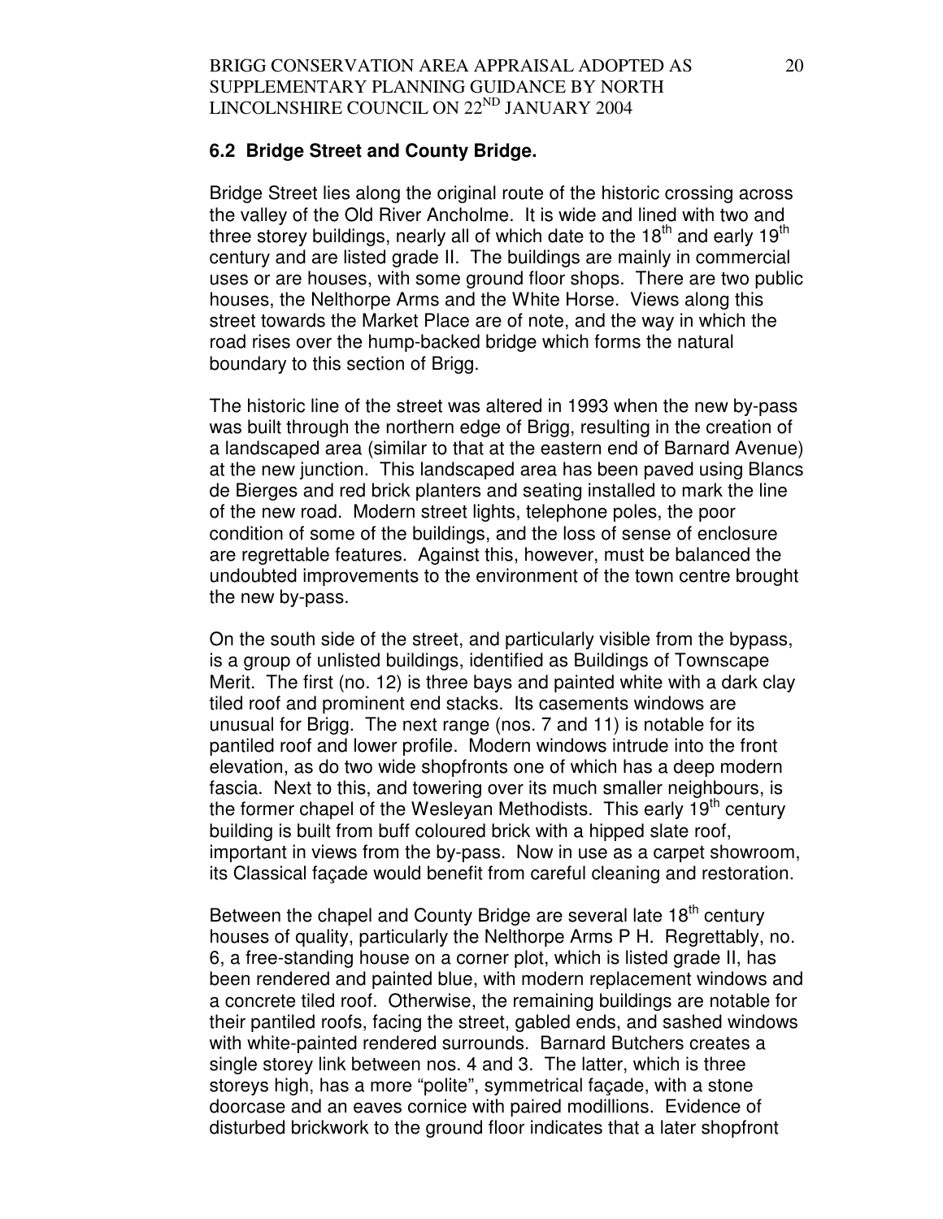### 6.2 Bridge Street and County Bridge.

Bridge Street lies along the original route of the historic crossing across the valley of the Old River Ancholme. It is wide and lined with two and three storey buildings, nearly all of which date to the 18th and early 19th century and are listed grade II. The buildings are mainly in commercial uses or are houses, with some ground floor shops. There are two public houses, the Nelthorpe Arms and the White Horse. Views along this street towards the Market Place are of note, and the way in which the road rises over the hump-backed bridge which forms the natural boundary to this section of Brigg.

The historic line of the street was altered in 1993 when the new by-pass was built through the northern edge of Brigg, resulting in the creation of a landscaped area (similar to that at the eastern end of Barnard Avenue) at the new junction. This landscaped area has been paved using Blancs de Bierges and red brick planters and seating installed to mark the line of the new road. Modern street lights, telephone poles, the poor condition of some of the buildings, and the loss of sense of enclosure are regrettable features. Against this, however, must be balanced the undoubted improvements to the environment of the town centre brought the new by-pass.

On the south side of the street, and particularly visible from the bypass, is a group of unlisted buildings, identified as Buildings of Townscape Merit. The first (no. 12) is three bays and painted white with a dark clay tiled roof and prominent end stacks. Its casements windows are unusual for Brigg. The next range (nos. 7 and 11) is notable for its pantiled roof and lower profile. Modern windows intrude into the front elevation, as do two wide shopfronts one of which has a deep modern fascia. Next to this, and towering over its much smaller neighbours, is the former chapel of the Wesleyan Methodists. This early 19th century building is built from buff coloured brick with a hipped slate roof, important in views from the by-pass. Now in use as a carpet showroom, its Classical façade would benefit from careful cleaning and restoration.

Between the chapel and County Bridge are several late 18th century houses of quality, particularly the Nelthorpe Arms P H. Regrettably, no. 6, a free-standing house on a corner plot, which is listed grade II, has been rendered and painted blue, with modern replacement windows and a concrete tiled roof. Otherwise, the remaining buildings are notable for their pantiled roofs, facing the street, gabled ends, and sashed windows with white-painted rendered surrounds. Barnard Butchers creates a single storey link between nos. 4 and 3. The latter, which is three storeys high, has a more "polite", symmetrical façade, with a stone doorcase and an eaves cornice with paired modillions. Evidence of disturbed brickwork to the ground floor indicates that a later shopfront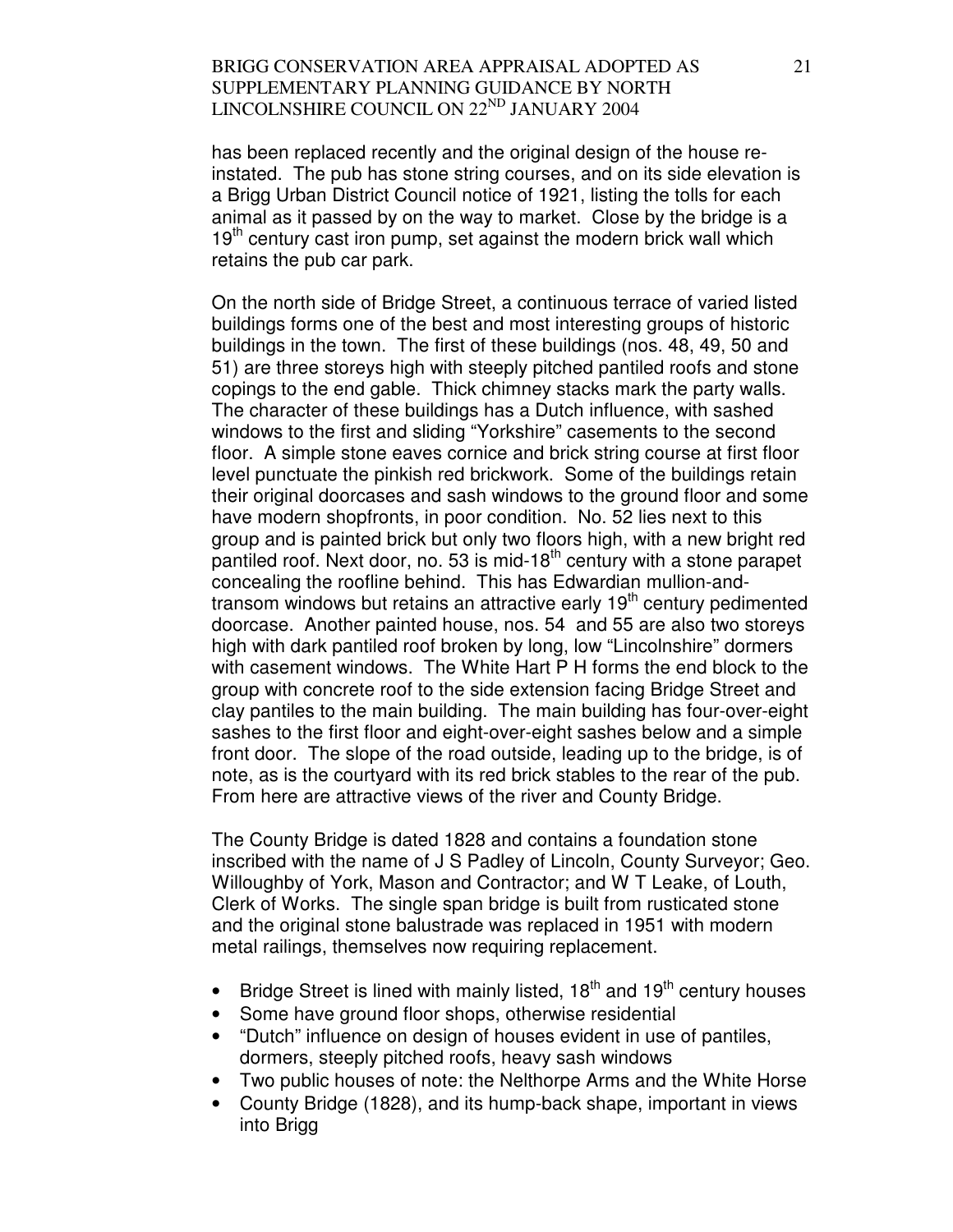has been replaced recently and the original design of the house re-instated. The pub has stone string courses, and on its side elevation is a Brigg Urban District Council notice of 1921, listing the tolls for each animal as it passed by on the way to market. Close by the bridge is a 19th century cast iron pump, set against the modern brick wall which retains the pub car park.

On the north side of Bridge Street, a continuous terrace of varied listed buildings forms one of the best and most interesting groups of historic buildings in the town. The first of these buildings (nos. 48, 49, 50 and 51) are three storeys high with steeply pitched pantiled roofs and stone copings to the end gable. Thick chimney stacks mark the party walls. The character of these buildings has a Dutch influence, with sashed windows to the first and sliding "Yorkshire" casements to the second floor. A simple stone eaves cornice and brick string course at first floor level punctuate the pinkish red brickwork. Some of the buildings retain their original doorcases and sash windows to the ground floor and some have modern shopfronts, in poor condition. No. 52 lies next to this group and is painted brick but only two floors high, with a new bright red pantiled roof. Next door, no. 53 is mid-18th century with a stone parapet concealing the roofline behind. This has Edwardian mullion-and-transom windows but retains an attractive early 19th century pedimented doorcase. Another painted house, nos. 54 and 55 are also two storeys high with dark pantiled roof broken by long, low "Lincolnshire" dormers with casement windows. The White Hart P H forms the end block to the group with concrete roof to the side extension facing Bridge Street and clay pantiles to the main building. The main building has four-over-eight sashes to the first floor and eight-over-eight sashes below and a simple front door. The slope of the road outside, leading up to the bridge, is of note, as is the courtyard with its red brick stables to the rear of the pub. From here are attractive views of the river and County Bridge.

The County Bridge is dated 1828 and contains a foundation stone inscribed with the name of J S Padley of Lincoln, County Surveyor; Geo. Willoughby of York, Mason and Contractor; and W T Leake, of Louth, Clerk of Works. The single span bridge is built from rusticated stone and the original stone balustrade was replaced in 1951 with modern metal railings, themselves now requiring replacement.

- Bridge Street is lined with mainly listed, 18th and 19th century houses
- Some have ground floor shops, otherwise residential
- "Dutch" influence on design of houses evident in use of pantiles, dormers, steeply pitched roofs, heavy sash windows
- Two public houses of note: the Nelthorpe Arms and the White Horse
- County Bridge (1828), and its hump-back shape, important in views into Brigg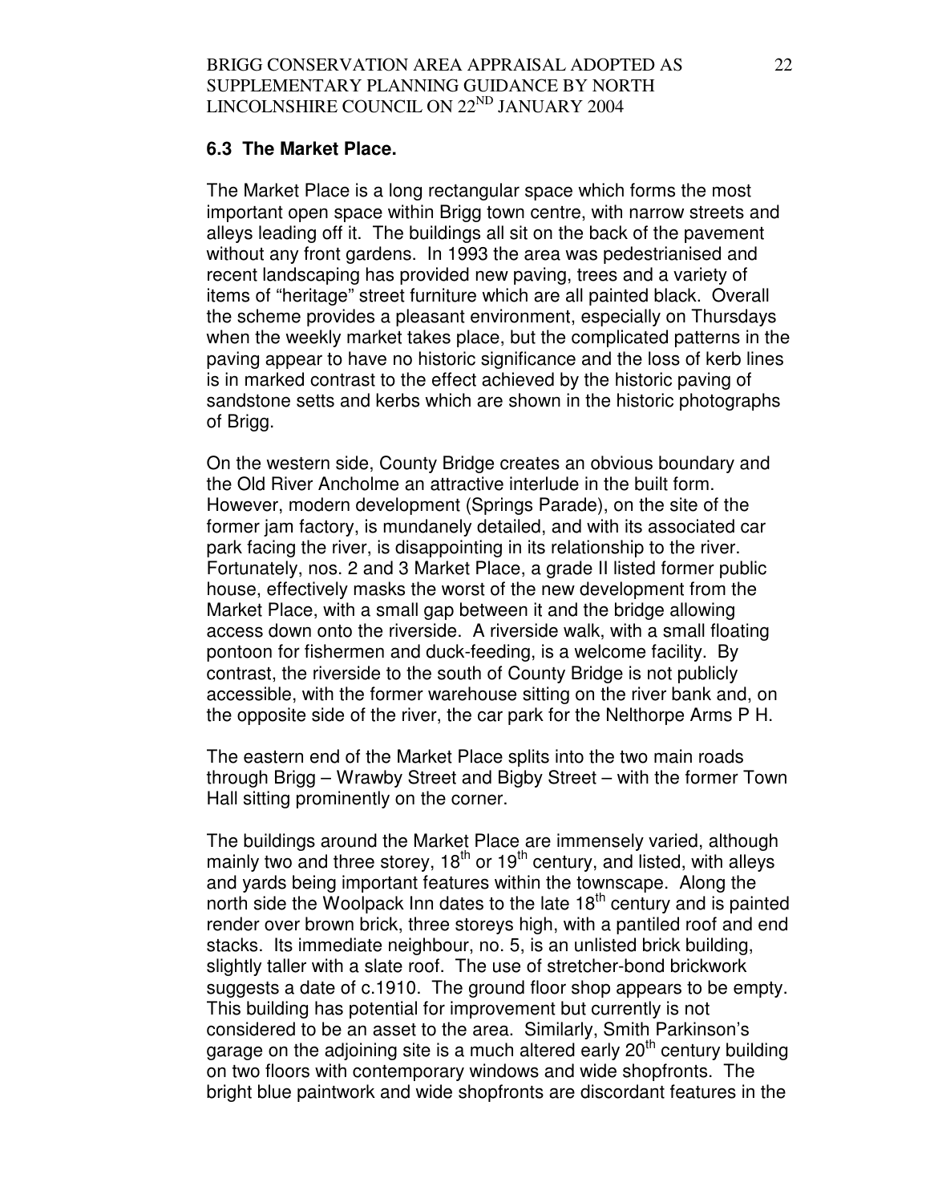## 6.3 The Market Place.

The Market Place is a long rectangular space which forms the most important open space within Brigg town centre, with narrow streets and alleys leading off it. The buildings all sit on the back of the pavement without any front gardens. In 1993 the area was pedestrianised and recent landscaping has provided new paving, trees and a variety of items of "heritage" street furniture which are all painted black. Overall the scheme provides a pleasant environment, especially on Thursdays when the weekly market takes place, but the complicated patterns in the paving appear to have no historic significance and the loss of kerb lines is in marked contrast to the effect achieved by the historic paving of sandstone setts and kerbs which are shown in the historic photographs of Brigg.

On the western side, County Bridge creates an obvious boundary and the Old River Ancholme an attractive interlude in the built form. However, modern development (Springs Parade), on the site of the former jam factory, is mundanely detailed, and with its associated car park facing the river, is disappointing in its relationship to the river. Fortunately, nos. 2 and 3 Market Place, a grade II listed former public house, effectively masks the worst of the new development from the Market Place, with a small gap between it and the bridge allowing access down onto the riverside. A riverside walk, with a small floating pontoon for fishermen and duck-feeding, is a welcome facility. By contrast, the riverside to the south of County Bridge is not publicly accessible, with the former warehouse sitting on the river bank and, on the opposite side of the river, the car park for the Nelthorpe Arms P H.

The eastern end of the Market Place splits into the two main roads through Brigg – Wrawby Street and Bigby Street – with the former Town Hall sitting prominently on the corner.

The buildings around the Market Place are immensely varied, although mainly two and three storey, 18th or 19th century, and listed, with alleys and yards being important features within the townscape. Along the north side the Woolpack Inn dates to the late 18th century and is painted render over brown brick, three storeys high, with a pantiled roof and end stacks. Its immediate neighbour, no. 5, is an unlisted brick building, slightly taller with a slate roof. The use of stretcher-bond brickwork suggests a date of c.1910. The ground floor shop appears to be empty. This building has potential for improvement but currently is not considered to be an asset to the area. Similarly, Smith Parkinson's garage on the adjoining site is a much altered early 20th century building on two floors with contemporary windows and wide shopfronts. The bright blue paintwork and wide shopfronts are discordant features in the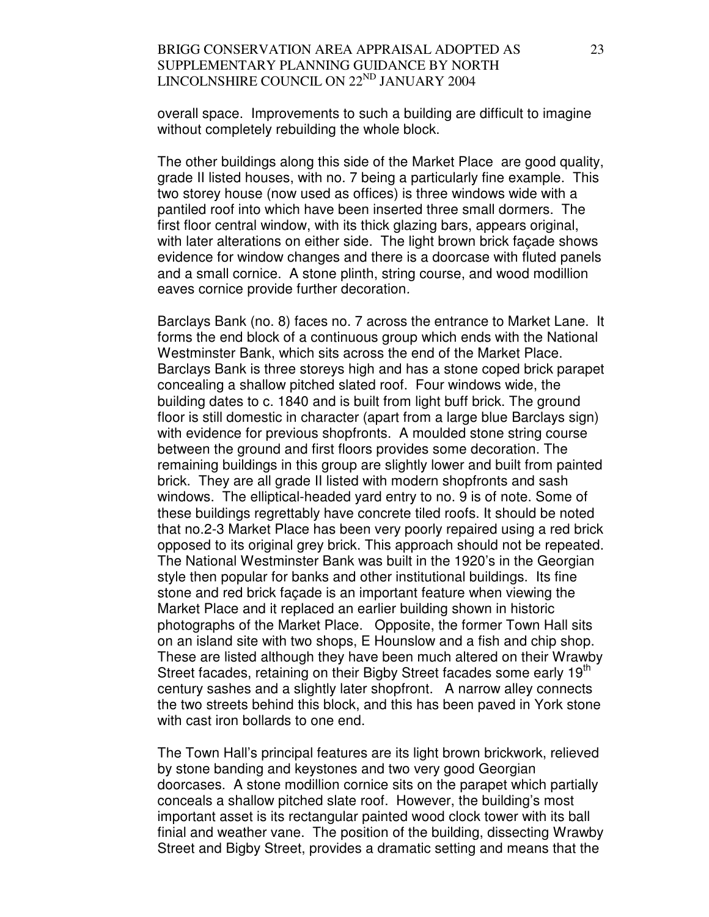overall space. Improvements to such a building are difficult to imagine without completely rebuilding the whole block.

The other buildings along this side of the Market Place are good quality, grade II listed houses, with no. 7 being a particularly fine example. This two storey house (now used as offices) is three windows wide with a pantiled roof into which have been inserted three small dormers. The first floor central window, with its thick glazing bars, appears original, with later alterations on either side. The light brown brick façade shows evidence for window changes and there is a doorcase with fluted panels and a small cornice. A stone plinth, string course, and wood modillion eaves cornice provide further decoration.

Barclays Bank (no. 8) faces no. 7 across the entrance to Market Lane. It forms the end block of a continuous group which ends with the National Westminster Bank, which sits across the end of the Market Place. Barclays Bank is three storeys high and has a stone coped brick parapet concealing a shallow pitched slated roof. Four windows wide, the building dates to c. 1840 and is built from light buff brick. The ground floor is still domestic in character (apart from a large blue Barclays sign) with evidence for previous shopfronts. A moulded stone string course between the ground and first floors provides some decoration. The remaining buildings in this group are slightly lower and built from painted brick. They are all grade II listed with modern shopfronts and sash windows. The elliptical-headed yard entry to no. 9 is of note. Some of these buildings regrettably have concrete tiled roofs. It should be noted that no.2-3 Market Place has been very poorly repaired using a red brick opposed to its original grey brick. This approach should not be repeated. The National Westminster Bank was built in the 1920's in the Georgian style then popular for banks and other institutional buildings. Its fine stone and red brick façade is an important feature when viewing the Market Place and it replaced an earlier building shown in historic photographs of the Market Place. Opposite, the former Town Hall sits on an island site with two shops, E Hounslow and a fish and chip shop. These are listed although they have been much altered on their Wrawby Street facades, retaining on their Bigby Street facades some early 19th century sashes and a slightly later shopfront. A narrow alley connects the two streets behind this block, and this has been paved in York stone with cast iron bollards to one end.

The Town Hall's principal features are its light brown brickwork, relieved by stone banding and keystones and two very good Georgian doorcases. A stone modillion cornice sits on the parapet which partially conceals a shallow pitched slate roof. However, the building's most important asset is its rectangular painted wood clock tower with its ball finial and weather vane. The position of the building, dissecting Wrawby Street and Bigby Street, provides a dramatic setting and means that the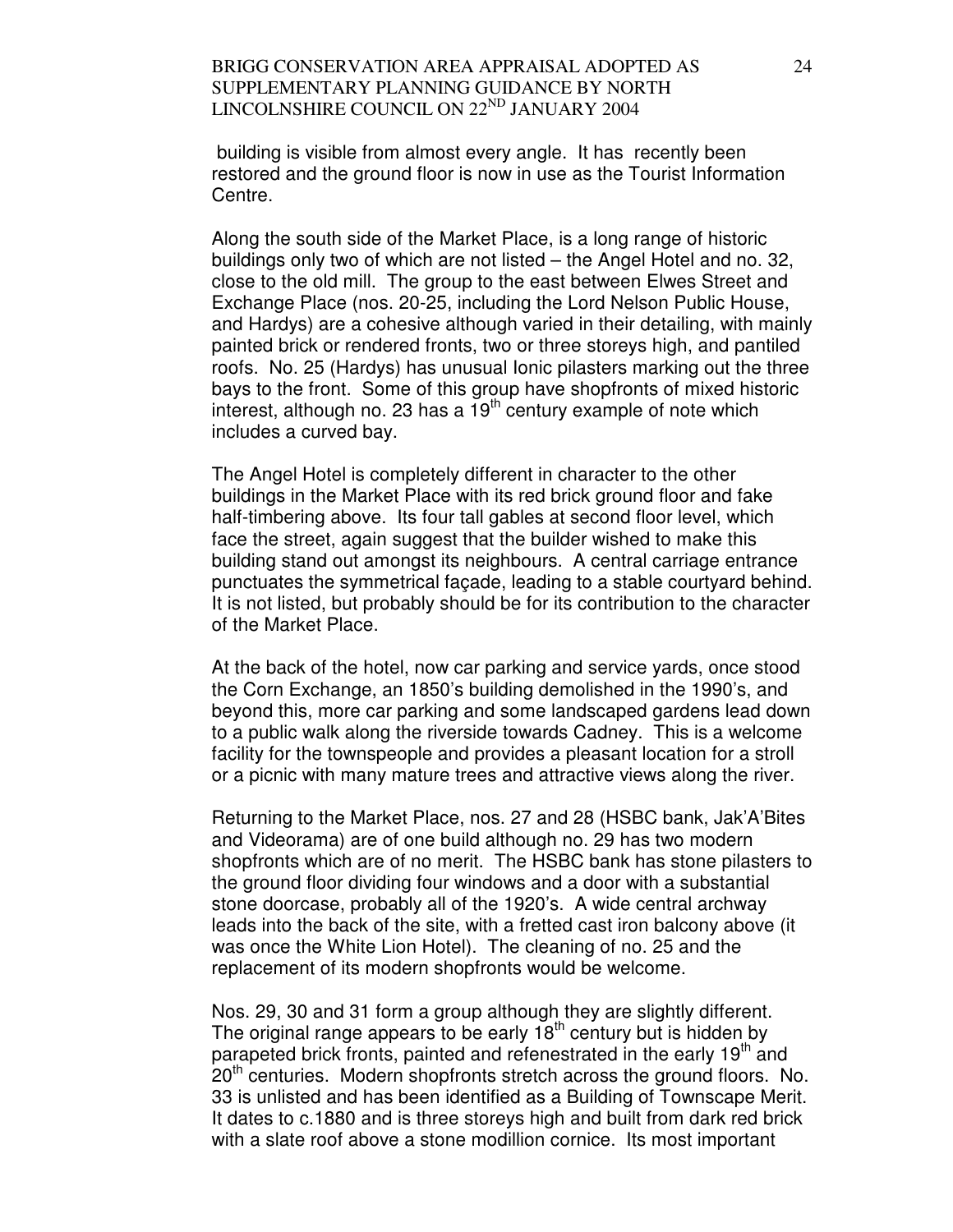building is visible from almost every angle. It has recently been restored and the ground floor is now in use as the Tourist Information Centre.

Along the south side of the Market Place, is a long range of historic buildings only two of which are not listed – the Angel Hotel and no. 32, close to the old mill. The group to the east between Elwes Street and Exchange Place (nos. 20-25, including the Lord Nelson Public House, and Hardys) are a cohesive although varied in their detailing, with mainly painted brick or rendered fronts, two or three storeys high, and pantiled roofs. No. 25 (Hardys) has unusual Ionic pilasters marking out the three bays to the front. Some of this group have shopfronts of mixed historic interest, although no. 23 has a 19th century example of note which includes a curved bay.

The Angel Hotel is completely different in character to the other buildings in the Market Place with its red brick ground floor and fake half-timbering above. Its four tall gables at second floor level, which face the street, again suggest that the builder wished to make this building stand out amongst its neighbours. A central carriage entrance punctuates the symmetrical façade, leading to a stable courtyard behind. It is not listed, but probably should be for its contribution to the character of the Market Place.

At the back of the hotel, now car parking and service yards, once stood the Corn Exchange, an 1850's building demolished in the 1990's, and beyond this, more car parking and some landscaped gardens lead down to a public walk along the riverside towards Cadney. This is a welcome facility for the townspeople and provides a pleasant location for a stroll or a picnic with many mature trees and attractive views along the river.

Returning to the Market Place, nos. 27 and 28 (HSBC bank, Jak'A'Bites and Videorama) are of one build although no. 29 has two modern shopfronts which are of no merit. The HSBC bank has stone pilasters to the ground floor dividing four windows and a door with a substantial stone doorcase, probably all of the 1920's. A wide central archway leads into the back of the site, with a fretted cast iron balcony above (it was once the White Lion Hotel). The cleaning of no. 25 and the replacement of its modern shopfronts would be welcome.

Nos. 29, 30 and 31 form a group although they are slightly different. The original range appears to be early 18th century but is hidden by parapeted brick fronts, painted and refenestrated in the early 19th and 20th centuries. Modern shopfronts stretch across the ground floors. No. 33 is unlisted and has been identified as a Building of Townscape Merit. It dates to c.1880 and is three storeys high and built from dark red brick with a slate roof above a stone modillion cornice. Its most important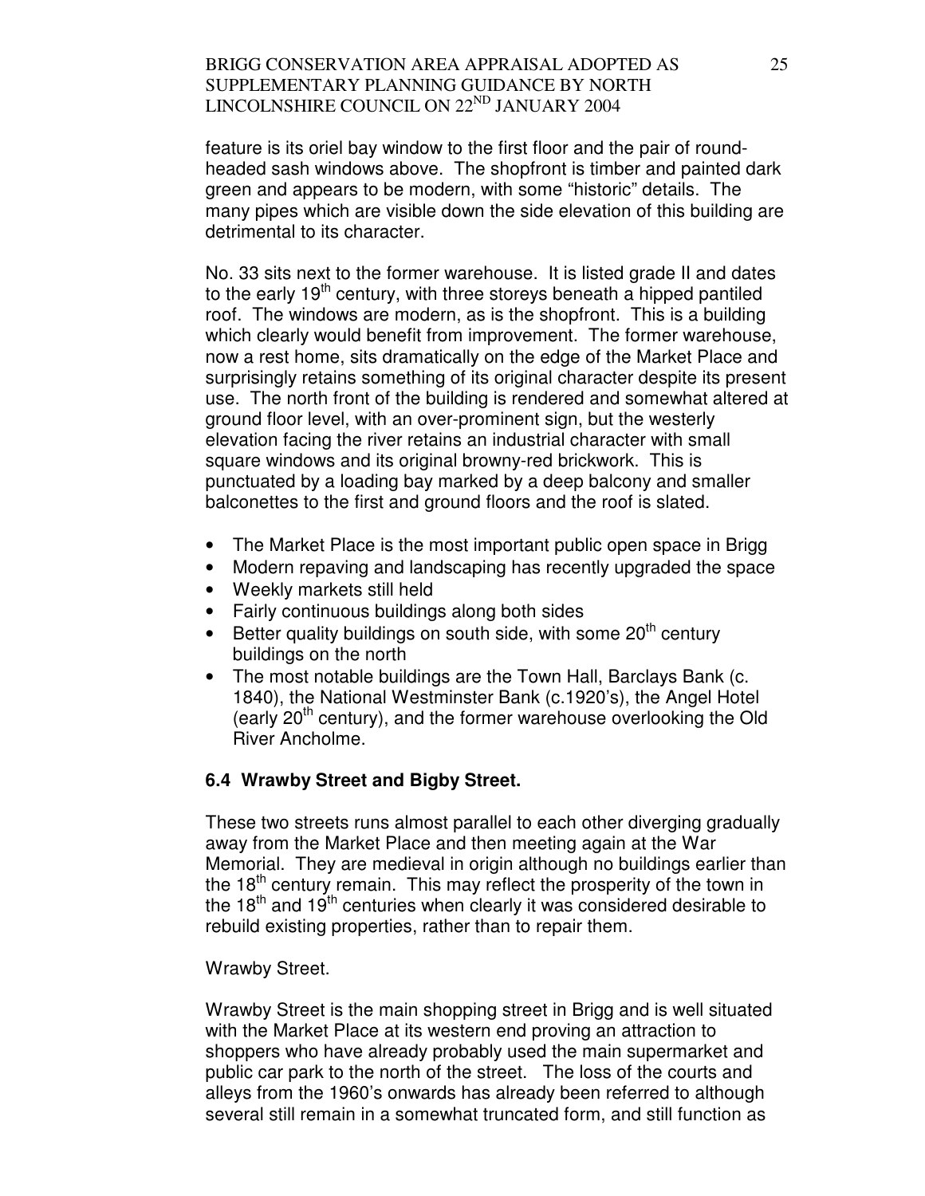feature is its oriel bay window to the first floor and the pair of round-headed sash windows above. The shopfront is timber and painted dark green and appears to be modern, with some "historic" details. The many pipes which are visible down the side elevation of this building are detrimental to its character.

No. 33 sits next to the former warehouse. It is listed grade II and dates to the early 19th century, with three storeys beneath a hipped pantiled roof. The windows are modern, as is the shopfront. This is a building which clearly would benefit from improvement. The former warehouse, now a rest home, sits dramatically on the edge of the Market Place and surprisingly retains something of its original character despite its present use. The north front of the building is rendered and somewhat altered at ground floor level, with an over-prominent sign, but the westerly elevation facing the river retains an industrial character with small square windows and its original browny-red brickwork. This is punctuated by a loading bay marked by a deep balcony and smaller balconettes to the first and ground floors and the roof is slated.

- The Market Place is the most important public open space in Brigg
- Modern repaving and landscaping has recently upgraded the space
- Weekly markets still held
- Fairly continuous buildings along both sides
- Better quality buildings on south side, with some 20th century buildings on the north
- The most notable buildings are the Town Hall, Barclays Bank (c. 1840), the National Westminster Bank (c.1920's), the Angel Hotel (early 20th century), and the former warehouse overlooking the Old River Ancholme.

### 6.4 Wrawby Street and Bigby Street.

These two streets runs almost parallel to each other diverging gradually away from the Market Place and then meeting again at the War Memorial. They are medieval in origin although no buildings earlier than the 18th century remain. This may reflect the prosperity of the town in the 18th and 19th centuries when clearly it was considered desirable to rebuild existing properties, rather than to repair them.

Wrawby Street.

Wrawby Street is the main shopping street in Brigg and is well situated with the Market Place at its western end proving an attraction to shoppers who have already probably used the main supermarket and public car park to the north of the street. The loss of the courts and alleys from the 1960's onwards has already been referred to although several still remain in a somewhat truncated form, and still function as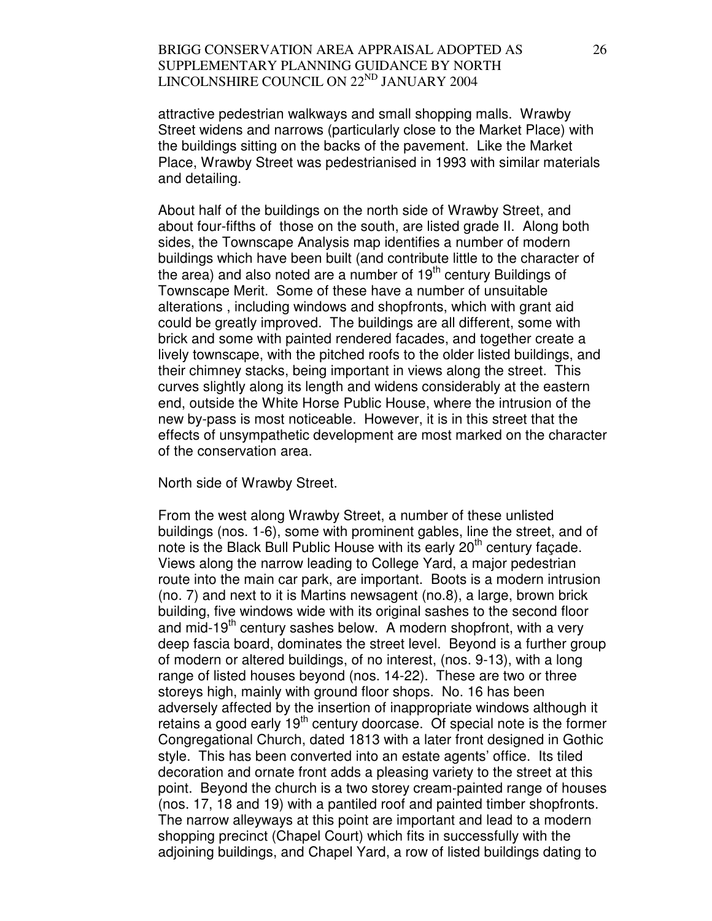attractive pedestrian walkways and small shopping malls. Wrawby Street widens and narrows (particularly close to the Market Place) with the buildings sitting on the backs of the pavement. Like the Market Place, Wrawby Street was pedestrianised in 1993 with similar materials and detailing.

About half of the buildings on the north side of Wrawby Street, and about four-fifths of those on the south, are listed grade II. Along both sides, the Townscape Analysis map identifies a number of modern buildings which have been built (and contribute little to the character of the area) and also noted are a number of 19th century Buildings of Townscape Merit. Some of these have a number of unsuitable alterations , including windows and shopfronts, which with grant aid could be greatly improved. The buildings are all different, some with brick and some with painted rendered facades, and together create a lively townscape, with the pitched roofs to the older listed buildings, and their chimney stacks, being important in views along the street. This curves slightly along its length and widens considerably at the eastern end, outside the White Horse Public House, where the intrusion of the new by-pass is most noticeable. However, it is in this street that the effects of unsympathetic development are most marked on the character of the conservation area.

North side of Wrawby Street.

From the west along Wrawby Street, a number of these unlisted buildings (nos. 1-6), some with prominent gables, line the street, and of note is the Black Bull Public House with its early 20th century façade. Views along the narrow leading to College Yard, a major pedestrian route into the main car park, are important. Boots is a modern intrusion (no. 7) and next to it is Martins newsagent (no.8), a large, brown brick building, five windows wide with its original sashes to the second floor and mid-19th century sashes below. A modern shopfront, with a very deep fascia board, dominates the street level. Beyond is a further group of modern or altered buildings, of no interest, (nos. 9-13), with a long range of listed houses beyond (nos. 14-22). These are two or three storeys high, mainly with ground floor shops. No. 16 has been adversely affected by the insertion of inappropriate windows although it retains a good early 19th century doorcase. Of special note is the former Congregational Church, dated 1813 with a later front designed in Gothic style. This has been converted into an estate agents' office. Its tiled decoration and ornate front adds a pleasing variety to the street at this point. Beyond the church is a two storey cream-painted range of houses (nos. 17, 18 and 19) with a pantiled roof and painted timber shopfronts. The narrow alleyways at this point are important and lead to a modern shopping precinct (Chapel Court) which fits in successfully with the adjoining buildings, and Chapel Yard, a row of listed buildings dating to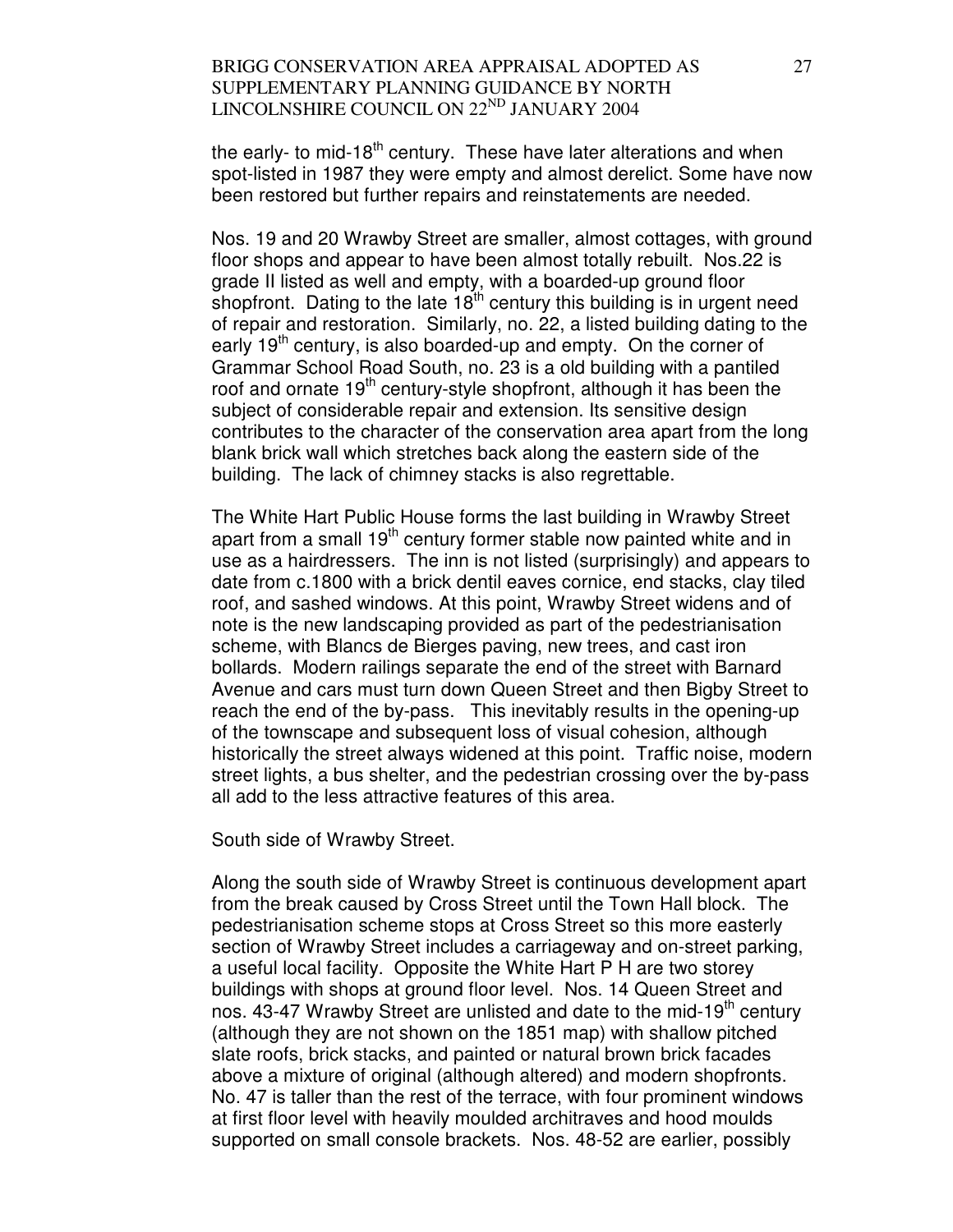the early- to mid-18th century. These have later alterations and when spot-listed in 1987 they were empty and almost derelict. Some have now been restored but further repairs and reinstatements are needed.

Nos. 19 and 20 Wrawby Street are smaller, almost cottages, with ground floor shops and appear to have been almost totally rebuilt. Nos.22 is grade II listed as well and empty, with a boarded-up ground floor shopfront. Dating to the late 18th century this building is in urgent need of repair and restoration. Similarly, no. 22, a listed building dating to the early 19th century, is also boarded-up and empty. On the corner of Grammar School Road South, no. 23 is a old building with a pantiled roof and ornate 19th century-style shopfront, although it has been the subject of considerable repair and extension. Its sensitive design contributes to the character of the conservation area apart from the long blank brick wall which stretches back along the eastern side of the building. The lack of chimney stacks is also regrettable.

The White Hart Public House forms the last building in Wrawby Street apart from a small 19th century former stable now painted white and in use as a hairdressers. The inn is not listed (surprisingly) and appears to date from c.1800 with a brick dentil eaves cornice, end stacks, clay tiled roof, and sashed windows. At this point, Wrawby Street widens and of note is the new landscaping provided as part of the pedestrianisation scheme, with Blancs de Bierges paving, new trees, and cast iron bollards. Modern railings separate the end of the street with Barnard Avenue and cars must turn down Queen Street and then Bigby Street to reach the end of the by-pass. This inevitably results in the opening-up of the townscape and subsequent loss of visual cohesion, although historically the street always widened at this point. Traffic noise, modern street lights, a bus shelter, and the pedestrian crossing over the by-pass all add to the less attractive features of this area.

South side of Wrawby Street.

Along the south side of Wrawby Street is continuous development apart from the break caused by Cross Street until the Town Hall block. The pedestrianisation scheme stops at Cross Street so this more easterly section of Wrawby Street includes a carriageway and on-street parking, a useful local facility. Opposite the White Hart P H are two storey buildings with shops at ground floor level. Nos. 14 Queen Street and nos. 43-47 Wrawby Street are unlisted and date to the mid-19th century (although they are not shown on the 1851 map) with shallow pitched slate roofs, brick stacks, and painted or natural brown brick facades above a mixture of original (although altered) and modern shopfronts. No. 47 is taller than the rest of the terrace, with four prominent windows at first floor level with heavily moulded architraves and hood moulds supported on small console brackets. Nos. 48-52 are earlier, possibly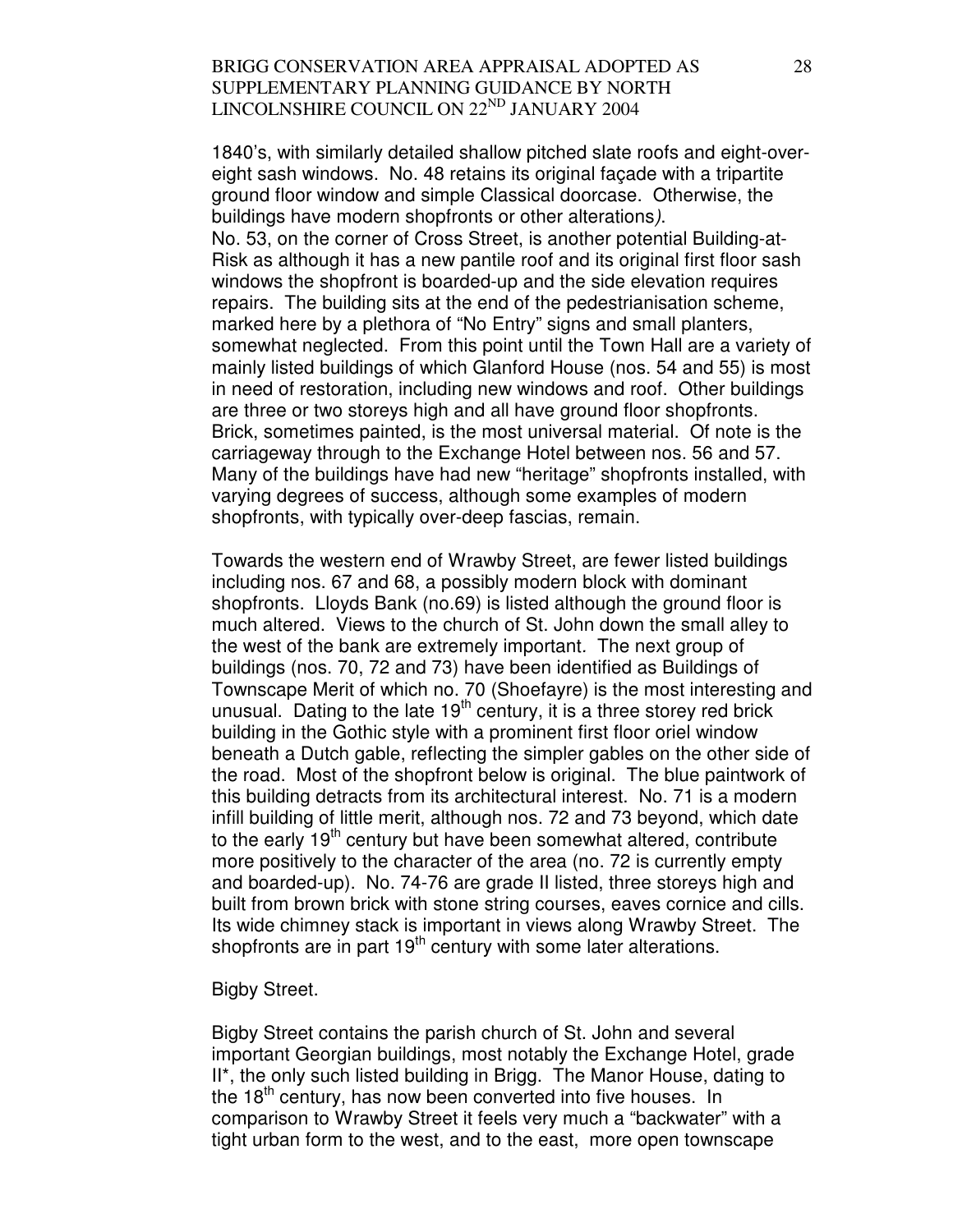1840's, with similarly detailed shallow pitched slate roofs and eight-over-eight sash windows. No. 48 retains its original façade with a tripartite ground floor window and simple Classical doorcase. Otherwise, the buildings have modern shopfronts or other alterations).
No. 53, on the corner of Cross Street, is another potential Building-at-Risk as although it has a new pantile roof and its original first floor sash windows the shopfront is boarded-up and the side elevation requires repairs. The building sits at the end of the pedestrianisation scheme, marked here by a plethora of "No Entry" signs and small planters, somewhat neglected. From this point until the Town Hall are a variety of mainly listed buildings of which Glanford House (nos. 54 and 55) is most in need of restoration, including new windows and roof. Other buildings are three or two storeys high and all have ground floor shopfronts. Brick, sometimes painted, is the most universal material. Of note is the carriageway through to the Exchange Hotel between nos. 56 and 57. Many of the buildings have had new "heritage" shopfronts installed, with varying degrees of success, although some examples of modern shopfronts, with typically over-deep fascias, remain.

Towards the western end of Wrawby Street, are fewer listed buildings including nos. 67 and 68, a possibly modern block with dominant shopfronts. Lloyds Bank (no.69) is listed although the ground floor is much altered. Views to the church of St. John down the small alley to the west of the bank are extremely important. The next group of buildings (nos. 70, 72 and 73) have been identified as Buildings of Townscape Merit of which no. 70 (Shoefayre) is the most interesting and unusual. Dating to the late 19th century, it is a three storey red brick building in the Gothic style with a prominent first floor oriel window beneath a Dutch gable, reflecting the simpler gables on the other side of the road. Most of the shopfront below is original. The blue paintwork of this building detracts from its architectural interest. No. 71 is a modern infill building of little merit, although nos. 72 and 73 beyond, which date to the early 19th century but have been somewhat altered, contribute more positively to the character of the area (no. 72 is currently empty and boarded-up). No. 74-76 are grade II listed, three storeys high and built from brown brick with stone string courses, eaves cornice and cills. Its wide chimney stack is important in views along Wrawby Street. The shopfronts are in part 19th century with some later alterations.

Bigby Street.

Bigby Street contains the parish church of St. John and several important Georgian buildings, most notably the Exchange Hotel, grade II*, the only such listed building in Brigg. The Manor House, dating to the 18th century, has now been converted into five houses. In comparison to Wrawby Street it feels very much a "backwater" with a tight urban form to the west, and to the east, more open townscape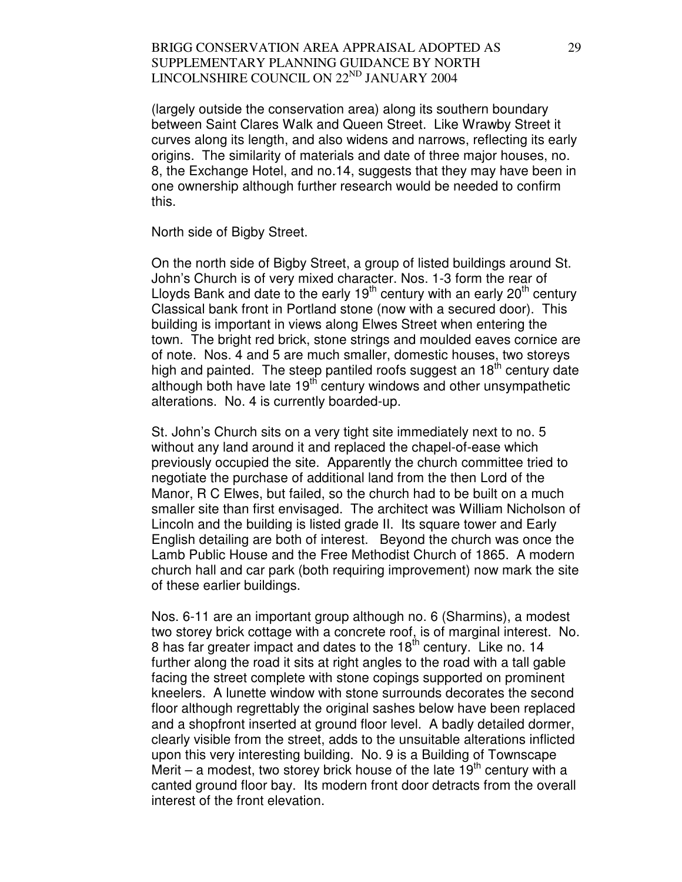(largely outside the conservation area) along its southern boundary between Saint Clares Walk and Queen Street. Like Wrawby Street it curves along its length, and also widens and narrows, reflecting its early origins. The similarity of materials and date of three major houses, no. 8, the Exchange Hotel, and no.14, suggests that they may have been in one ownership although further research would be needed to confirm this.

North side of Bigby Street.

On the north side of Bigby Street, a group of listed buildings around St. John's Church is of very mixed character. Nos. 1-3 form the rear of Lloyds Bank and date to the early 19th century with an early 20th century Classical bank front in Portland stone (now with a secured door). This building is important in views along Elwes Street when entering the town. The bright red brick, stone strings and moulded eaves cornice are of note. Nos. 4 and 5 are much smaller, domestic houses, two storeys high and painted. The steep pantiled roofs suggest an 18th century date although both have late 19th century windows and other unsympathetic alterations. No. 4 is currently boarded-up.

St. John's Church sits on a very tight site immediately next to no. 5 without any land around it and replaced the chapel-of-ease which previously occupied the site. Apparently the church committee tried to negotiate the purchase of additional land from the then Lord of the Manor, R C Elwes, but failed, so the church had to be built on a much smaller site than first envisaged. The architect was William Nicholson of Lincoln and the building is listed grade II. Its square tower and Early English detailing are both of interest. Beyond the church was once the Lamb Public House and the Free Methodist Church of 1865. A modern church hall and car park (both requiring improvement) now mark the site of these earlier buildings.

Nos. 6-11 are an important group although no. 6 (Sharmins), a modest two storey brick cottage with a concrete roof, is of marginal interest. No. 8 has far greater impact and dates to the 18th century. Like no. 14 further along the road it sits at right angles to the road with a tall gable facing the street complete with stone copings supported on prominent kneelers. A lunette window with stone surrounds decorates the second floor although regrettably the original sashes below have been replaced and a shopfront inserted at ground floor level. A badly detailed dormer, clearly visible from the street, adds to the unsuitable alterations inflicted upon this very interesting building. No. 9 is a Building of Townscape Merit – a modest, two storey brick house of the late 19th century with a canted ground floor bay. Its modern front door detracts from the overall interest of the front elevation.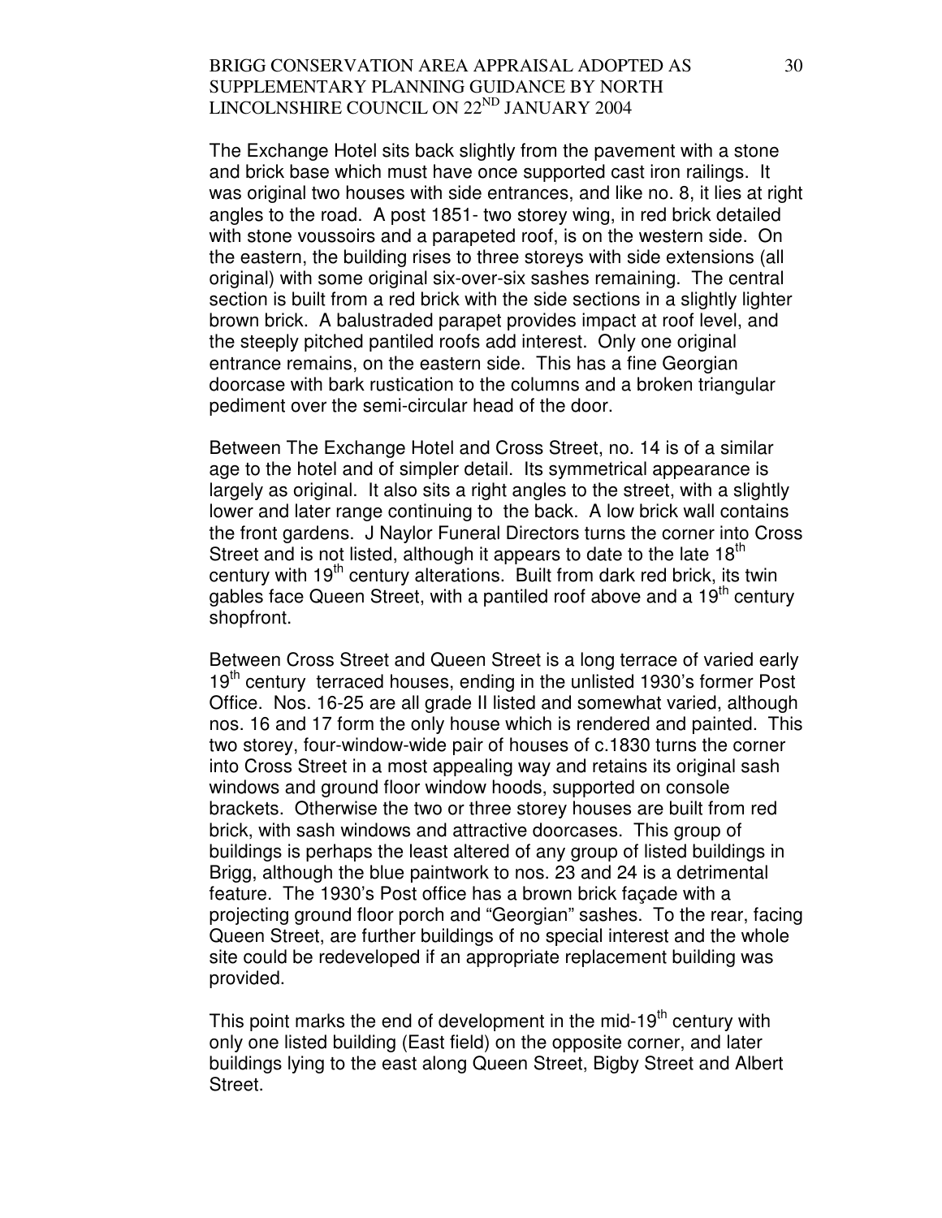The Exchange Hotel sits back slightly from the pavement with a stone and brick base which must have once supported cast iron railings. It was original two houses with side entrances, and like no. 8, it lies at right angles to the road. A post 1851- two storey wing, in red brick detailed with stone voussoirs and a parapeted roof, is on the western side. On the eastern, the building rises to three storeys with side extensions (all original) with some original six-over-six sashes remaining. The central section is built from a red brick with the side sections in a slightly lighter brown brick. A balustraded parapet provides impact at roof level, and the steeply pitched pantiled roofs add interest. Only one original entrance remains, on the eastern side. This has a fine Georgian doorcase with bark rustication to the columns and a broken triangular pediment over the semi-circular head of the door.

Between The Exchange Hotel and Cross Street, no. 14 is of a similar age to the hotel and of simpler detail. Its symmetrical appearance is largely as original. It also sits a right angles to the street, with a slightly lower and later range continuing to the back. A low brick wall contains the front gardens. J Naylor Funeral Directors turns the corner into Cross Street and is not listed, although it appears to date to the late 18th century with 19th century alterations. Built from dark red brick, its twin gables face Queen Street, with a pantiled roof above and a 19th century shopfront.

Between Cross Street and Queen Street is a long terrace of varied early 19th century terraced houses, ending in the unlisted 1930's former Post Office. Nos. 16-25 are all grade II listed and somewhat varied, although nos. 16 and 17 form the only house which is rendered and painted. This two storey, four-window-wide pair of houses of c.1830 turns the corner into Cross Street in a most appealing way and retains its original sash windows and ground floor window hoods, supported on console brackets. Otherwise the two or three storey houses are built from red brick, with sash windows and attractive doorcases. This group of buildings is perhaps the least altered of any group of listed buildings in Brigg, although the blue paintwork to nos. 23 and 24 is a detrimental feature. The 1930's Post office has a brown brick façade with a projecting ground floor porch and "Georgian" sashes. To the rear, facing Queen Street, are further buildings of no special interest and the whole site could be redeveloped if an appropriate replacement building was provided.

This point marks the end of development in the mid-19th century with only one listed building (East field) on the opposite corner, and later buildings lying to the east along Queen Street, Bigby Street and Albert Street.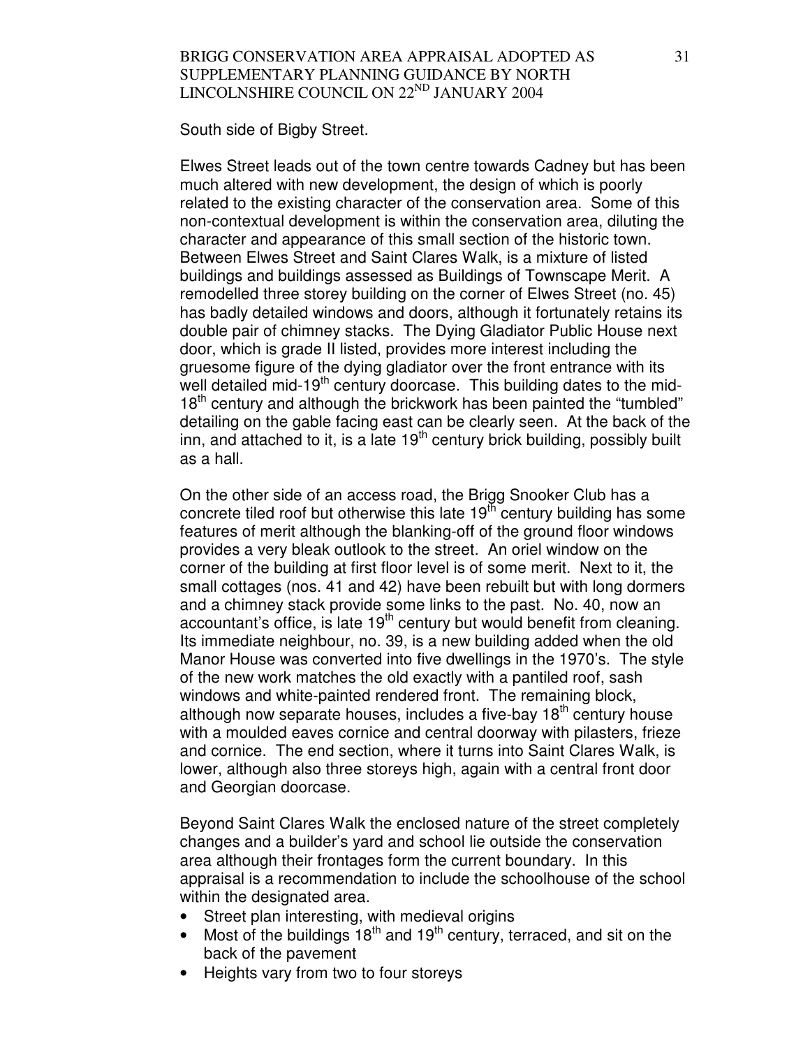South side of Bigby Street.

Elwes Street leads out of the town centre towards Cadney but has been much altered with new development, the design of which is poorly related to the existing character of the conservation area. Some of this non-contextual development is within the conservation area, diluting the character and appearance of this small section of the historic town. Between Elwes Street and Saint Clares Walk, is a mixture of listed buildings and buildings assessed as Buildings of Townscape Merit. A remodelled three storey building on the corner of Elwes Street (no. 45) has badly detailed windows and doors, although it fortunately retains its double pair of chimney stacks. The Dying Gladiator Public House next door, which is grade II listed, provides more interest including the gruesome figure of the dying gladiator over the front entrance with its well detailed mid-19th century doorcase. This building dates to the mid-18th century and although the brickwork has been painted the "tumbled" detailing on the gable facing east can be clearly seen. At the back of the inn, and attached to it, is a late 19th century brick building, possibly built as a hall.

On the other side of an access road, the Brigg Snooker Club has a concrete tiled roof but otherwise this late 19th century building has some features of merit although the blanking-off of the ground floor windows provides a very bleak outlook to the street. An oriel window on the corner of the building at first floor level is of some merit. Next to it, the small cottages (nos. 41 and 42) have been rebuilt but with long dormers and a chimney stack provide some links to the past. No. 40, now an accountant's office, is late 19th century but would benefit from cleaning. Its immediate neighbour, no. 39, is a new building added when the old Manor House was converted into five dwellings in the 1970's. The style of the new work matches the old exactly with a pantiled roof, sash windows and white-painted rendered front. The remaining block, although now separate houses, includes a five-bay 18th century house with a moulded eaves cornice and central doorway with pilasters, frieze and cornice. The end section, where it turns into Saint Clares Walk, is lower, although also three storeys high, again with a central front door and Georgian doorcase.

Beyond Saint Clares Walk the enclosed nature of the street completely changes and a builder's yard and school lie outside the conservation area although their frontages form the current boundary. In this appraisal is a recommendation to include the schoolhouse of the school within the designated area.

- Street plan interesting, with medieval origins
- Most of the buildings 18th and 19th century, terraced, and sit on the back of the pavement
- Heights vary from two to four storeys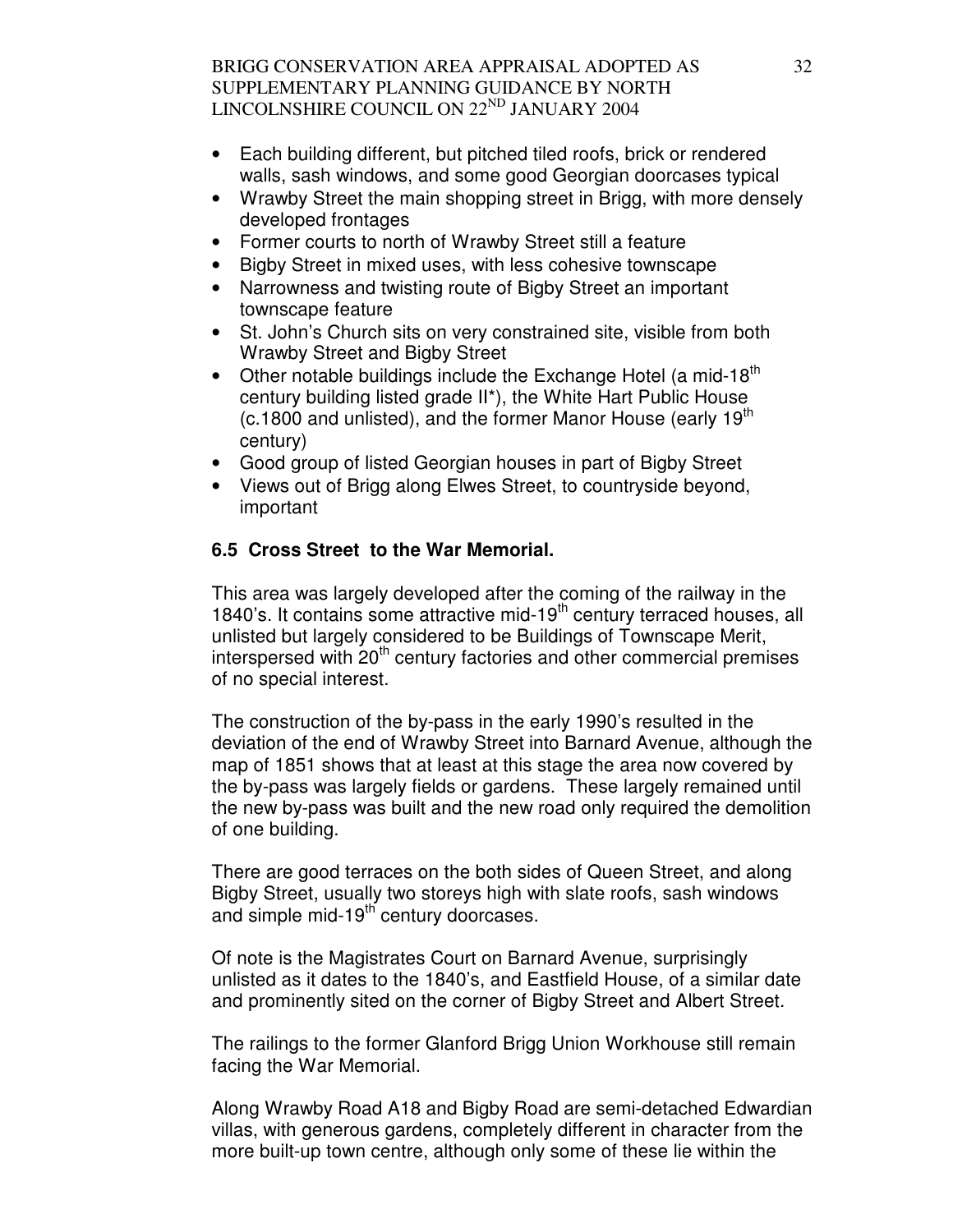- Each building different, but pitched tiled roofs, brick or rendered walls, sash windows, and some good Georgian doorcases typical
- Wrawby Street the main shopping street in Brigg, with more densely developed frontages
- Former courts to north of Wrawby Street still a feature
- Bigby Street in mixed uses, with less cohesive townscape
- Narrowness and twisting route of Bigby Street an important townscape feature
- St. John's Church sits on very constrained site, visible from both Wrawby Street and Bigby Street
- Other notable buildings include the Exchange Hotel (a mid-18th century building listed grade II*), the White Hart Public House (c.1800 and unlisted), and the former Manor House (early 19th century)
- Good group of listed Georgian houses in part of Bigby Street
- Views out of Brigg along Elwes Street, to countryside beyond, important

### 6.5 Cross Street to the War Memorial.

This area was largely developed after the coming of the railway in the 1840's. It contains some attractive mid-19th century terraced houses, all unlisted but largely considered to be Buildings of Townscape Merit, interspersed with 20th century factories and other commercial premises of no special interest.

The construction of the by-pass in the early 1990's resulted in the deviation of the end of Wrawby Street into Barnard Avenue, although the map of 1851 shows that at least at this stage the area now covered by the by-pass was largely fields or gardens. These largely remained until the new by-pass was built and the new road only required the demolition of one building.

There are good terraces on the both sides of Queen Street, and along Bigby Street, usually two storeys high with slate roofs, sash windows and simple mid-19th century doorcases.

Of note is the Magistrates Court on Barnard Avenue, surprisingly unlisted as it dates to the 1840's, and Eastfield House, of a similar date and prominently sited on the corner of Bigby Street and Albert Street.

The railings to the former Glanford Brigg Union Workhouse still remain facing the War Memorial.

Along Wrawby Road A18 and Bigby Road are semi-detached Edwardian villas, with generous gardens, completely different in character from the more built-up town centre, although only some of these lie within the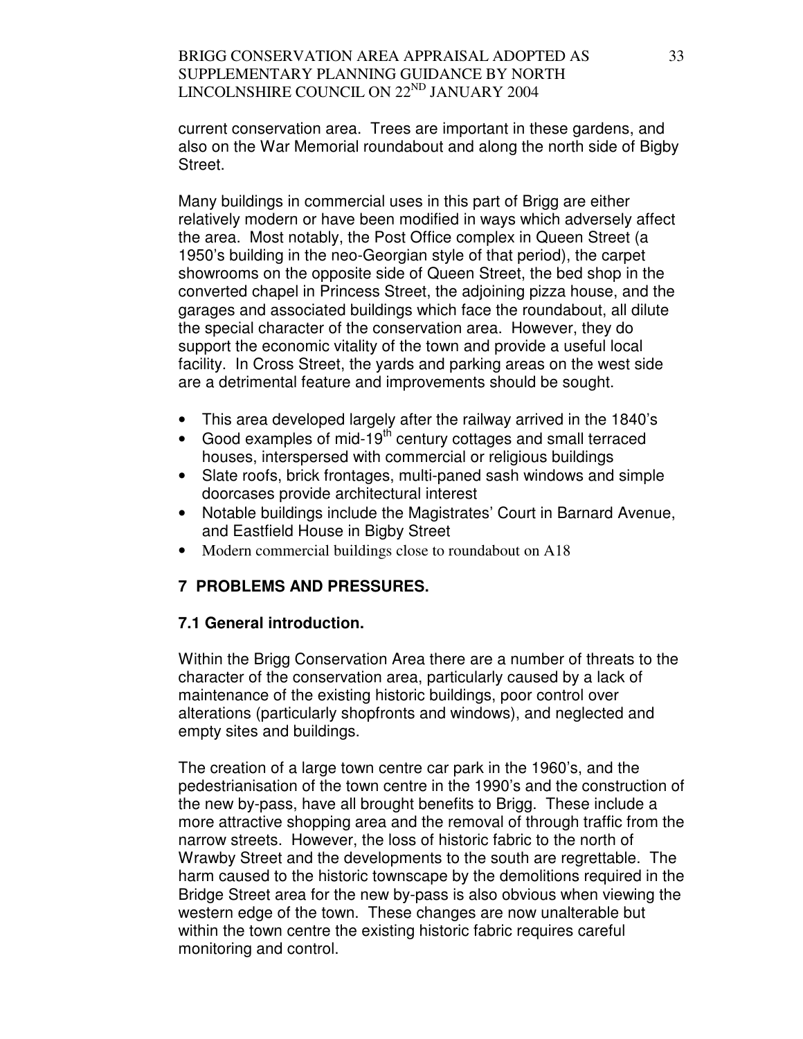current conservation area. Trees are important in these gardens, and also on the War Memorial roundabout and along the north side of Bigby Street.

Many buildings in commercial uses in this part of Brigg are either relatively modern or have been modified in ways which adversely affect the area. Most notably, the Post Office complex in Queen Street (a 1950's building in the neo-Georgian style of that period), the carpet showrooms on the opposite side of Queen Street, the bed shop in the converted chapel in Princess Street, the adjoining pizza house, and the garages and associated buildings which face the roundabout, all dilute the special character of the conservation area. However, they do support the economic vitality of the town and provide a useful local facility. In Cross Street, the yards and parking areas on the west side are a detrimental feature and improvements should be sought.

- This area developed largely after the railway arrived in the 1840's
- Good examples of mid-19th century cottages and small terraced houses, interspersed with commercial or religious buildings
- Slate roofs, brick frontages, multi-paned sash windows and simple doorcases provide architectural interest
- Notable buildings include the Magistrates' Court in Barnard Avenue, and Eastfield House in Bigby Street
- Modern commercial buildings close to roundabout on A18

## 7 PROBLEMS AND PRESSURES.

### 7.1 General introduction.

Within the Brigg Conservation Area there are a number of threats to the character of the conservation area, particularly caused by a lack of maintenance of the existing historic buildings, poor control over alterations (particularly shopfronts and windows), and neglected and empty sites and buildings.

The creation of a large town centre car park in the 1960's, and the pedestrianisation of the town centre in the 1990's and the construction of the new by-pass, have all brought benefits to Brigg. These include a more attractive shopping area and the removal of through traffic from the narrow streets. However, the loss of historic fabric to the north of Wrawby Street and the developments to the south are regrettable. The harm caused to the historic townscape by the demolitions required in the Bridge Street area for the new by-pass is also obvious when viewing the western edge of the town. These changes are now unalterable but within the town centre the existing historic fabric requires careful monitoring and control.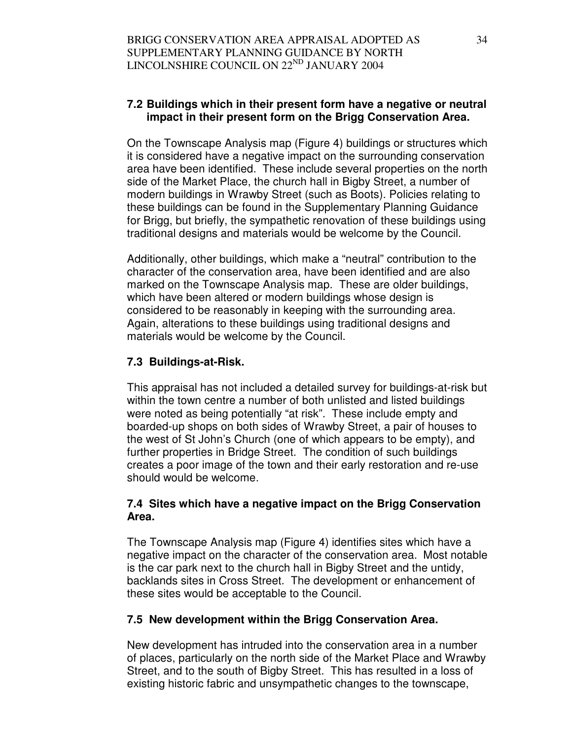### 7.2 Buildings which in their present form have a negative or neutral impact in their present form on the Brigg Conservation Area.

On the Townscape Analysis map (Figure 4) buildings or structures which it is considered have a negative impact on the surrounding conservation area have been identified. These include several properties on the north side of the Market Place, the church hall in Bigby Street, a number of modern buildings in Wrawby Street (such as Boots). Policies relating to these buildings can be found in the Supplementary Planning Guidance for Brigg, but briefly, the sympathetic renovation of these buildings using traditional designs and materials would be welcome by the Council.

Additionally, other buildings, which make a "neutral" contribution to the character of the conservation area, have been identified and are also marked on the Townscape Analysis map. These are older buildings, which have been altered or modern buildings whose design is considered to be reasonably in keeping with the surrounding area. Again, alterations to these buildings using traditional designs and materials would be welcome by the Council.

### 7.3 Buildings-at-Risk.

This appraisal has not included a detailed survey for buildings-at-risk but within the town centre a number of both unlisted and listed buildings were noted as being potentially "at risk". These include empty and boarded-up shops on both sides of Wrawby Street, a pair of houses to the west of St John's Church (one of which appears to be empty), and further properties in Bridge Street. The condition of such buildings creates a poor image of the town and their early restoration and re-use should would be welcome.

### 7.4 Sites which have a negative impact on the Brigg Conservation Area.

The Townscape Analysis map (Figure 4) identifies sites which have a negative impact on the character of the conservation area. Most notable is the car park next to the church hall in Bigby Street and the untidy, backlands sites in Cross Street. The development or enhancement of these sites would be acceptable to the Council.

### 7.5 New development within the Brigg Conservation Area.

New development has intruded into the conservation area in a number of places, particularly on the north side of the Market Place and Wrawby Street, and to the south of Bigby Street. This has resulted in a loss of existing historic fabric and unsympathetic changes to the townscape,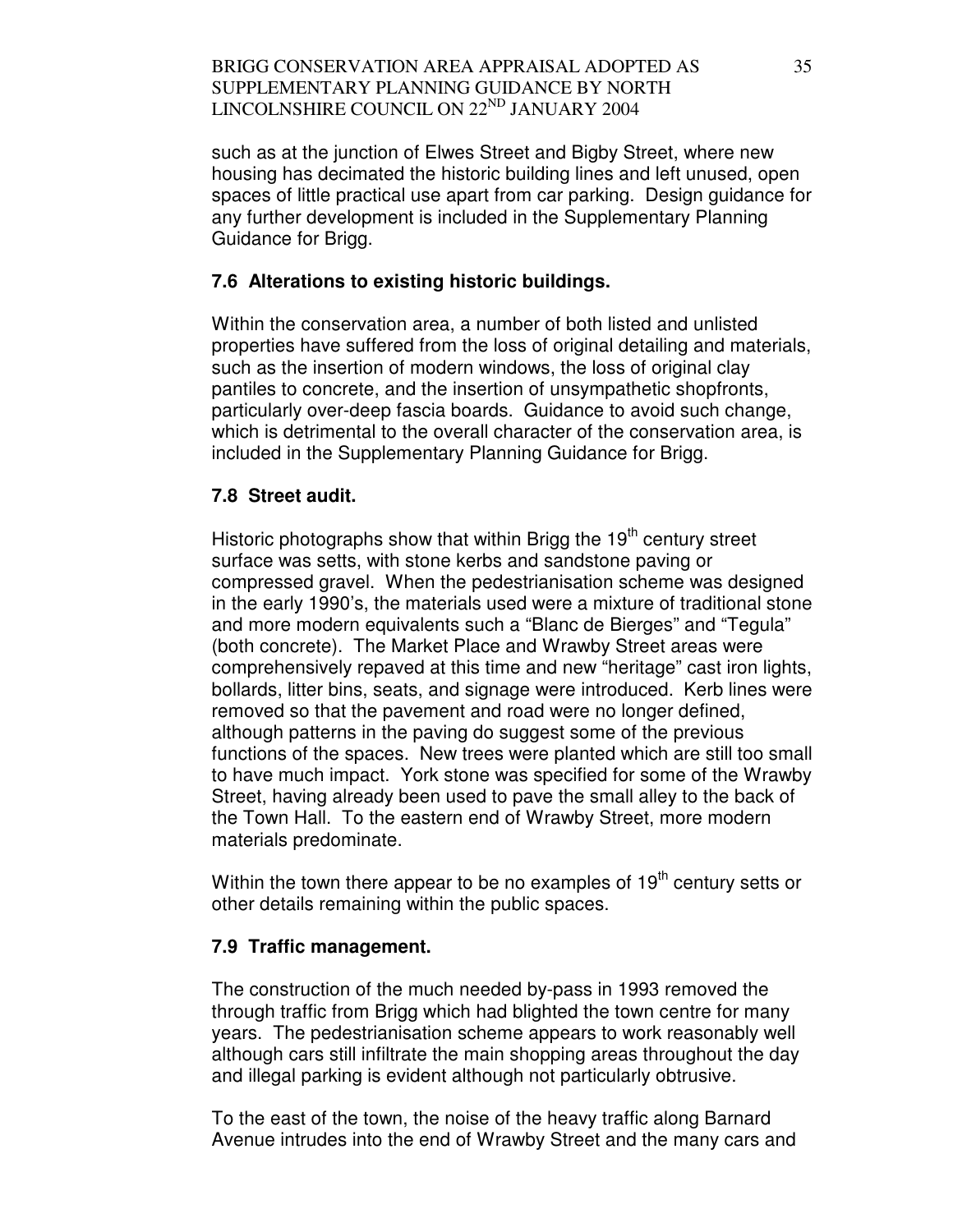such as at the junction of Elwes Street and Bigby Street, where new housing has decimated the historic building lines and left unused, open spaces of little practical use apart from car parking. Design guidance for any further development is included in the Supplementary Planning Guidance for Brigg.

### 7.6 Alterations to existing historic buildings.

Within the conservation area, a number of both listed and unlisted properties have suffered from the loss of original detailing and materials, such as the insertion of modern windows, the loss of original clay pantiles to concrete, and the insertion of unsympathetic shopfronts, particularly over-deep fascia boards. Guidance to avoid such change, which is detrimental to the overall character of the conservation area, is included in the Supplementary Planning Guidance for Brigg.

### 7.8 Street audit.

Historic photographs show that within Brigg the 19th century street surface was setts, with stone kerbs and sandstone paving or compressed gravel. When the pedestrianisation scheme was designed in the early 1990's, the materials used were a mixture of traditional stone and more modern equivalents such a "Blanc de Bierges" and "Tegula" (both concrete). The Market Place and Wrawby Street areas were comprehensively repaved at this time and new "heritage" cast iron lights, bollards, litter bins, seats, and signage were introduced. Kerb lines were removed so that the pavement and road were no longer defined, although patterns in the paving do suggest some of the previous functions of the spaces. New trees were planted which are still too small to have much impact. York stone was specified for some of the Wrawby Street, having already been used to pave the small alley to the back of the Town Hall. To the eastern end of Wrawby Street, more modern materials predominate.

Within the town there appear to be no examples of 19th century setts or other details remaining within the public spaces.

### 7.9 Traffic management.

The construction of the much needed by-pass in 1993 removed the through traffic from Brigg which had blighted the town centre for many years. The pedestrianisation scheme appears to work reasonably well although cars still infiltrate the main shopping areas throughout the day and illegal parking is evident although not particularly obtrusive.

To the east of the town, the noise of the heavy traffic along Barnard Avenue intrudes into the end of Wrawby Street and the many cars and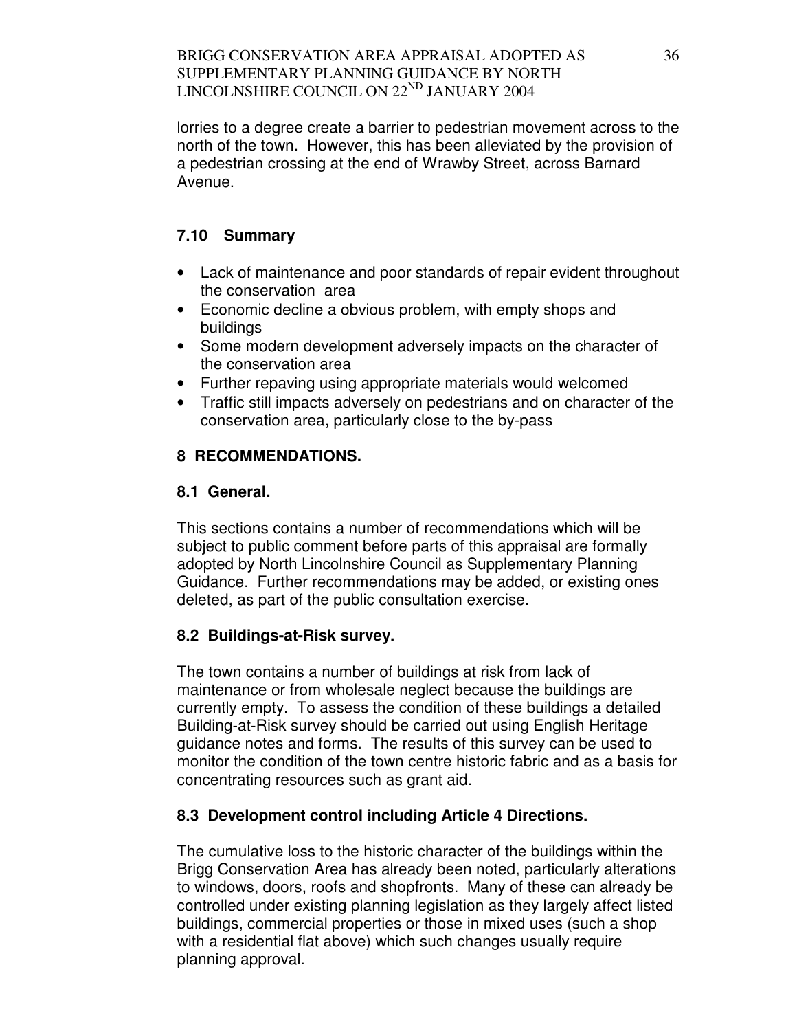lorries to a degree create a barrier to pedestrian movement across to the north of the town. However, this has been alleviated by the provision of a pedestrian crossing at the end of Wrawby Street, across Barnard Avenue.

### 7.10 Summary

- Lack of maintenance and poor standards of repair evident throughout the conservation area
- Economic decline a obvious problem, with empty shops and buildings
- Some modern development adversely impacts on the character of the conservation area
- Further repaving using appropriate materials would welcomed
- Traffic still impacts adversely on pedestrians and on character of the conservation area, particularly close to the by-pass

## 8 RECOMMENDATIONS.

### 8.1 General.

This sections contains a number of recommendations which will be subject to public comment before parts of this appraisal are formally adopted by North Lincolnshire Council as Supplementary Planning Guidance. Further recommendations may be added, or existing ones deleted, as part of the public consultation exercise.

### 8.2 Buildings-at-Risk survey.

The town contains a number of buildings at risk from lack of maintenance or from wholesale neglect because the buildings are currently empty. To assess the condition of these buildings a detailed Building-at-Risk survey should be carried out using English Heritage guidance notes and forms. The results of this survey can be used to monitor the condition of the town centre historic fabric and as a basis for concentrating resources such as grant aid.

### 8.3 Development control including Article 4 Directions.

The cumulative loss to the historic character of the buildings within the Brigg Conservation Area has already been noted, particularly alterations to windows, doors, roofs and shopfronts. Many of these can already be controlled under existing planning legislation as they largely affect listed buildings, commercial properties or those in mixed uses (such a shop with a residential flat above) which such changes usually require planning approval.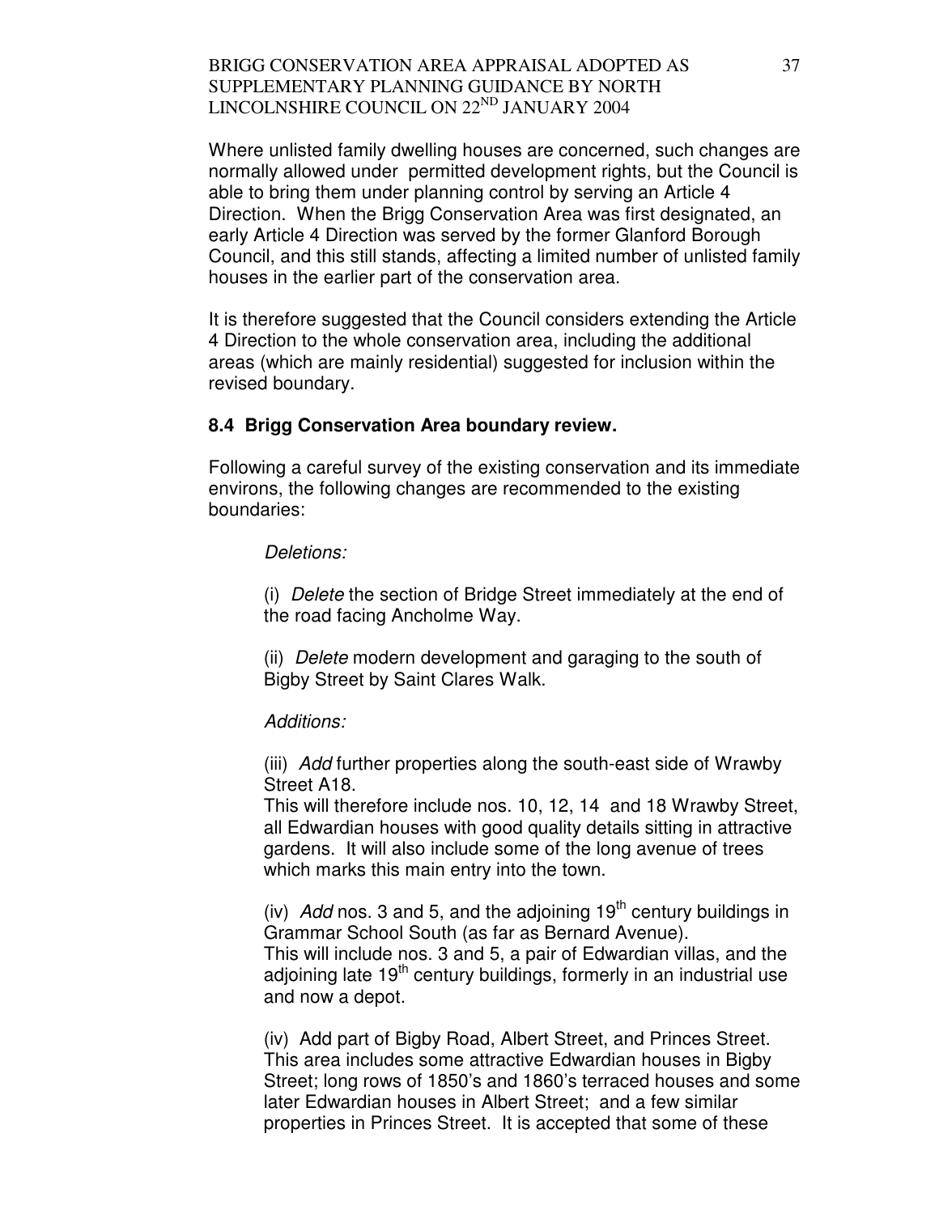Where unlisted family dwelling houses are concerned, such changes are normally allowed under permitted development rights, but the Council is able to bring them under planning control by serving an Article 4 Direction. When the Brigg Conservation Area was first designated, an early Article 4 Direction was served by the former Glanford Borough Council, and this still stands, affecting a limited number of unlisted family houses in the earlier part of the conservation area.

It is therefore suggested that the Council considers extending the Article 4 Direction to the whole conservation area, including the additional areas (which are mainly residential) suggested for inclusion within the revised boundary.

### 8.4 Brigg Conservation Area boundary review.

Following a careful survey of the existing conservation and its immediate environs, the following changes are recommended to the existing boundaries:

*Deletions:*

(i) *Delete* the section of Bridge Street immediately at the end of the road facing Ancholme Way.

(ii) *Delete* modern development and garaging to the south of Bigby Street by Saint Clares Walk.

*Additions:*

(iii) *Add* further properties along the south-east side of Wrawby Street A18.
This will therefore include nos. 10, 12, 14 and 18 Wrawby Street, all Edwardian houses with good quality details sitting in attractive gardens. It will also include some of the long avenue of trees which marks this main entry into the town.

(iv) *Add* nos. 3 and 5, and the adjoining 19th century buildings in Grammar School South (as far as Bernard Avenue).
This will include nos. 3 and 5, a pair of Edwardian villas, and the adjoining late 19th century buildings, formerly in an industrial use and now a depot.

(iv) Add part of Bigby Road, Albert Street, and Princes Street.
This area includes some attractive Edwardian houses in Bigby Street; long rows of 1850's and 1860's terraced houses and some later Edwardian houses in Albert Street; and a few similar properties in Princes Street. It is accepted that some of these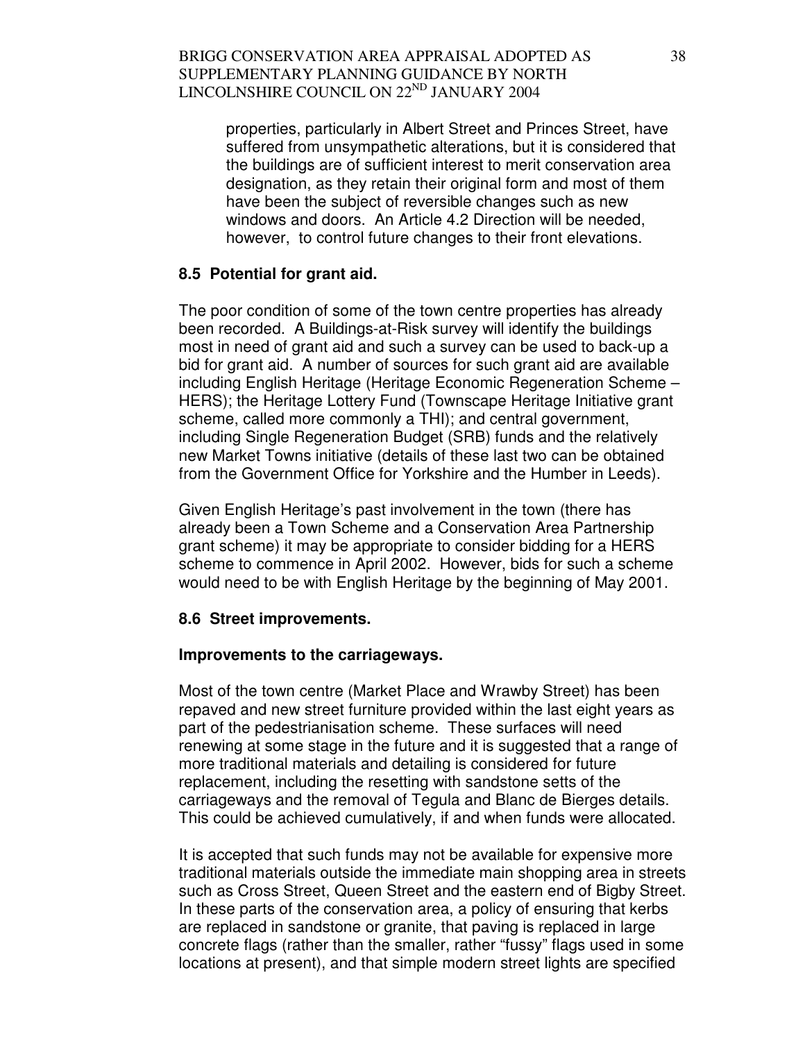properties, particularly in Albert Street and Princes Street, have suffered from unsympathetic alterations, but it is considered that the buildings are of sufficient interest to merit conservation area designation, as they retain their original form and most of them have been the subject of reversible changes such as new windows and doors. An Article 4.2 Direction will be needed, however, to control future changes to their front elevations.

### 8.5 Potential for grant aid.

The poor condition of some of the town centre properties has already been recorded. A Buildings-at-Risk survey will identify the buildings most in need of grant aid and such a survey can be used to back-up a bid for grant aid. A number of sources for such grant aid are available including English Heritage (Heritage Economic Regeneration Scheme – HERS); the Heritage Lottery Fund (Townscape Heritage Initiative grant scheme, called more commonly a THI); and central government, including Single Regeneration Budget (SRB) funds and the relatively new Market Towns initiative (details of these last two can be obtained from the Government Office for Yorkshire and the Humber in Leeds).

Given English Heritage's past involvement in the town (there has already been a Town Scheme and a Conservation Area Partnership grant scheme) it may be appropriate to consider bidding for a HERS scheme to commence in April 2002. However, bids for such a scheme would need to be with English Heritage by the beginning of May 2001.

### 8.6 Street improvements.

**Improvements to the carriageways.**

Most of the town centre (Market Place and Wrawby Street) has been repaved and new street furniture provided within the last eight years as part of the pedestrianisation scheme. These surfaces will need renewing at some stage in the future and it is suggested that a range of more traditional materials and detailing is considered for future replacement, including the resetting with sandstone setts of the carriageways and the removal of Tegula and Blanc de Bierges details. This could be achieved cumulatively, if and when funds were allocated.

It is accepted that such funds may not be available for expensive more traditional materials outside the immediate main shopping area in streets such as Cross Street, Queen Street and the eastern end of Bigby Street. In these parts of the conservation area, a policy of ensuring that kerbs are replaced in sandstone or granite, that paving is replaced in large concrete flags (rather than the smaller, rather "fussy" flags used in some locations at present), and that simple modern street lights are specified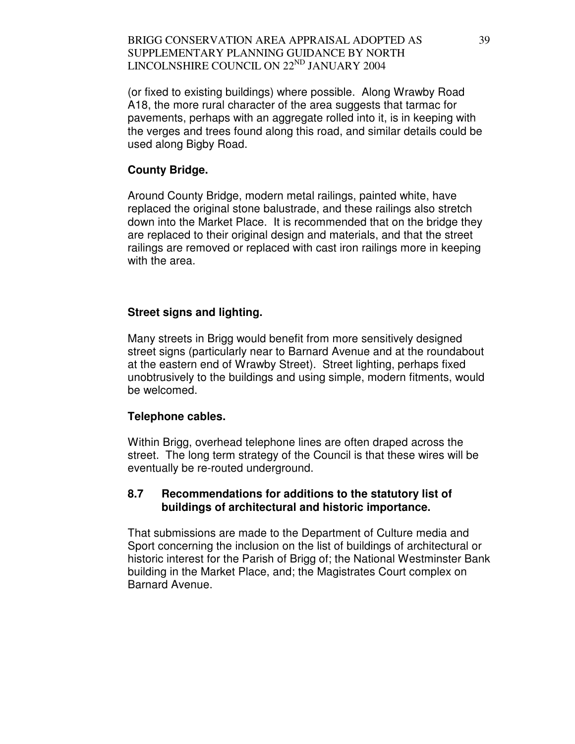(or fixed to existing buildings) where possible. Along Wrawby Road A18, the more rural character of the area suggests that tarmac for pavements, perhaps with an aggregate rolled into it, is in keeping with the verges and trees found along this road, and similar details could be used along Bigby Road.

**County Bridge.**

Around County Bridge, modern metal railings, painted white, have replaced the original stone balustrade, and these railings also stretch down into the Market Place. It is recommended that on the bridge they are replaced to their original design and materials, and that the street railings are removed or replaced with cast iron railings more in keeping with the area.

**Street signs and lighting.**

Many streets in Brigg would benefit from more sensitively designed street signs (particularly near to Barnard Avenue and at the roundabout at the eastern end of Wrawby Street). Street lighting, perhaps fixed unobtrusively to the buildings and using simple, modern fitments, would be welcomed.

**Telephone cables.**

Within Brigg, overhead telephone lines are often draped across the street. The long term strategy of the Council is that these wires will be eventually be re-routed underground.

### 8.7 Recommendations for additions to the statutory list of buildings of architectural and historic importance.

That submissions are made to the Department of Culture media and Sport concerning the inclusion on the list of buildings of architectural or historic interest for the Parish of Brigg of; the National Westminster Bank building in the Market Place, and; the Magistrates Court complex on Barnard Avenue.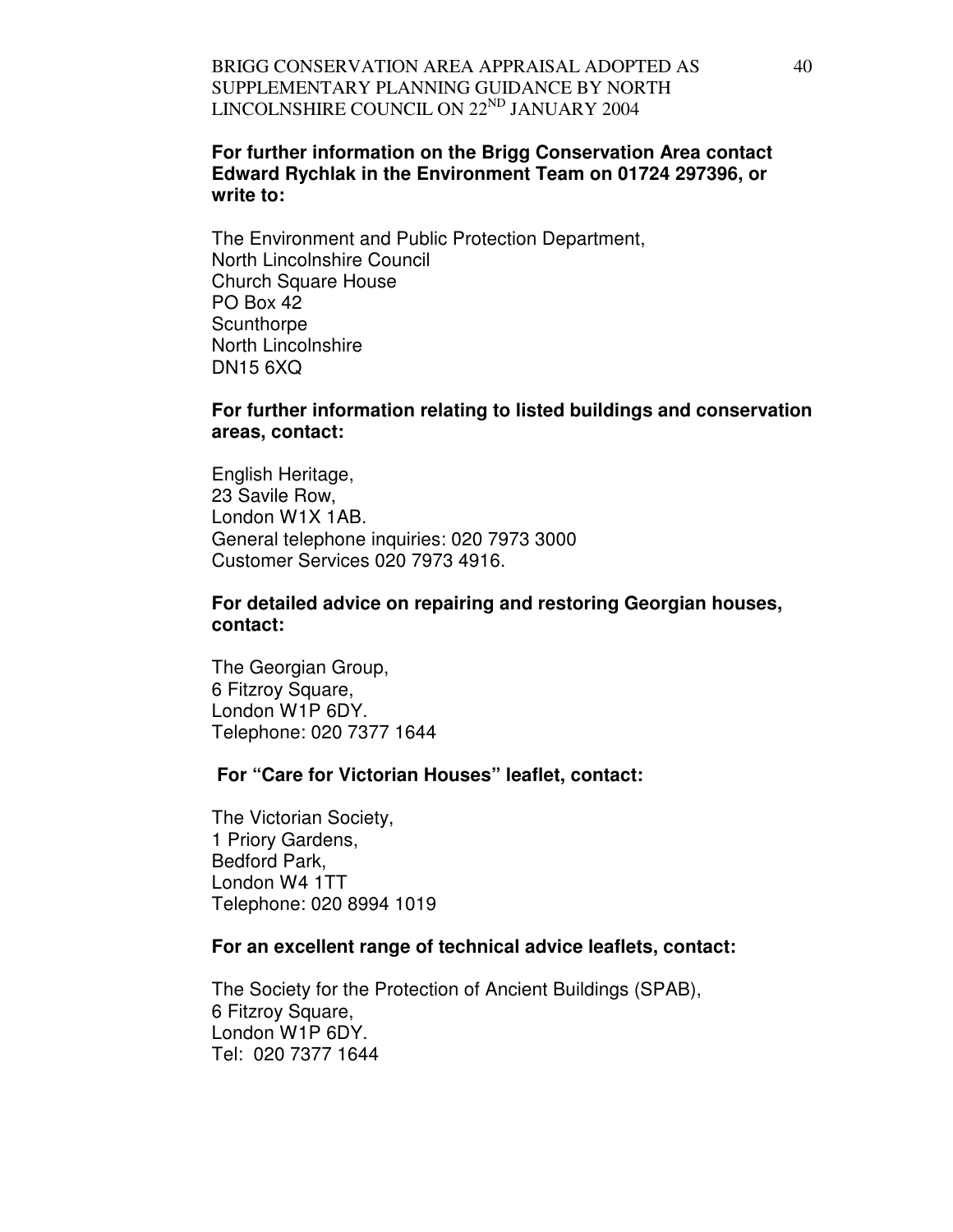**For further information on the Brigg Conservation Area contact Edward Rychlak in the Environment Team on 01724 297396, or write to:**

The Environment and Public Protection Department,
North Lincolnshire Council
Church Square House
PO Box 42
Scunthorpe
North Lincolnshire
DN15 6XQ

**For further information relating to listed buildings and conservation areas, contact:**

English Heritage,
23 Savile Row,
London W1X 1AB.
General telephone inquiries: 020 7973 3000
Customer Services 020 7973 4916.

**For detailed advice on repairing and restoring Georgian houses, contact:**

The Georgian Group,
6 Fitzroy Square,
London W1P 6DY.
Telephone: 020 7377 1644

**For "Care for Victorian Houses" leaflet, contact:**

The Victorian Society,
1 Priory Gardens,
Bedford Park,
London W4 1TT
Telephone: 020 8994 1019

**For an excellent range of technical advice leaflets, contact:**

The Society for the Protection of Ancient Buildings (SPAB),
6 Fitzroy Square,
London W1P 6DY.
Tel: 020 7377 1644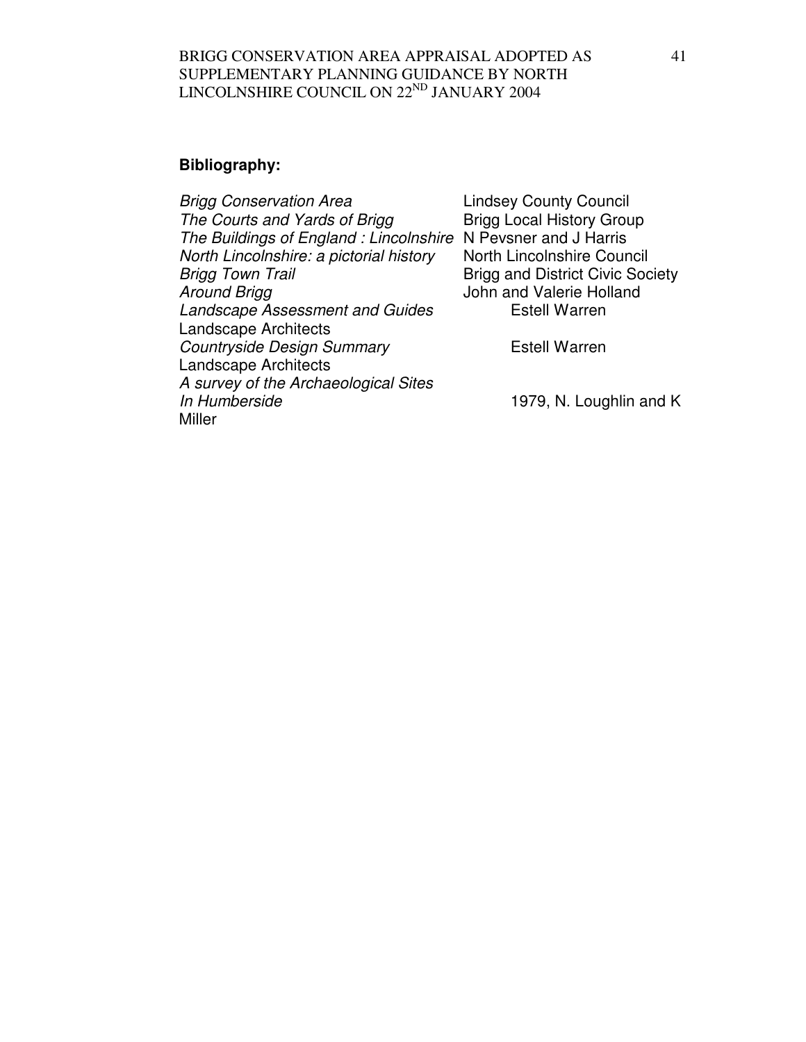**Bibliography:**

| | |
|---|---|
| *Brigg Conservation Area* | Lindsey County Council |
| *The Courts and Yards of Brigg* | Brigg Local History Group |
| *The Buildings of England : Lincolnshire* | N Pevsner and J Harris |
| *North Lincolnshire: a pictorial history* | North Lincolnshire Council |
| *Brigg Town Trail* | Brigg and District Civic Society |
| *Around Brigg* | John and Valerie Holland |
| *Landscape Assessment and Guides* | Estell Warren Landscape Architects |
| *Countryside Design Summary* | Estell Warren Landscape Architects |
| *A survey of the Archaeological Sites In Humberside* | 1979, N. Loughlin and K Miller |